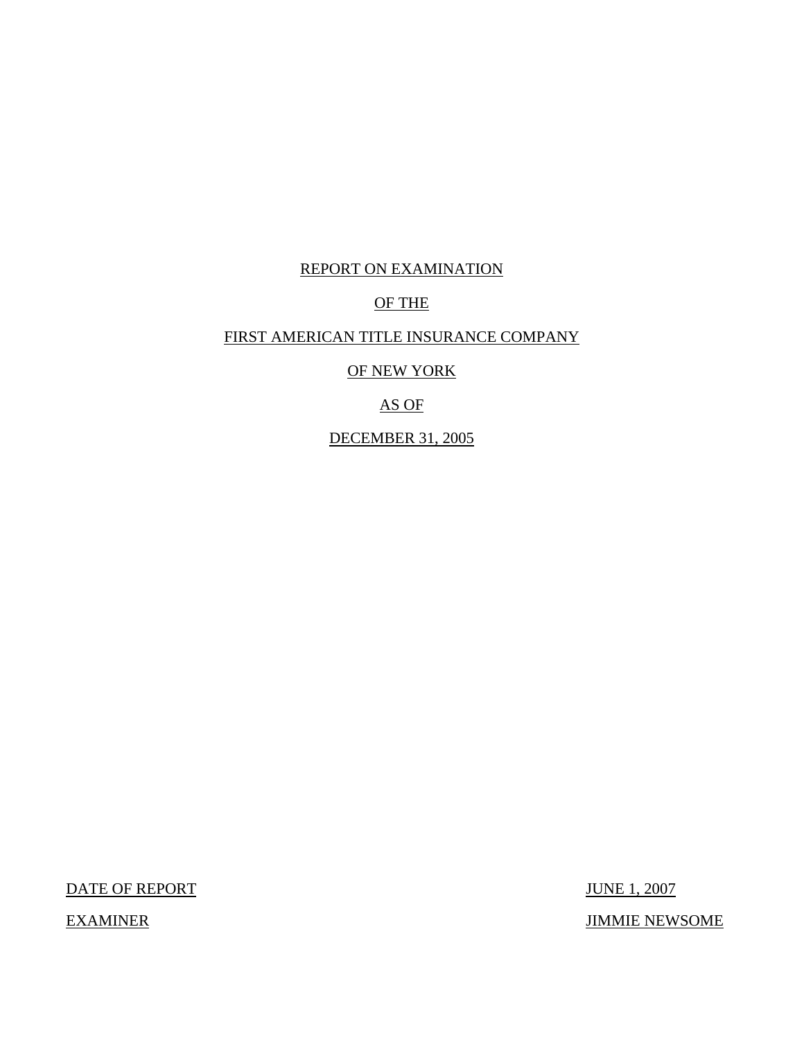# REPORT ON EXAMINATION

# OF THE

# FIRST AMERICAN TITLE INSURANCE COMPANY

# OF NEW YORK

# AS OF

# DECEMBER 31, 2005

| | |
|---|---|
| DATE OF REPORT | JUNE 1, 2007 |
| EXAMINER | JIMMIE NEWSOME |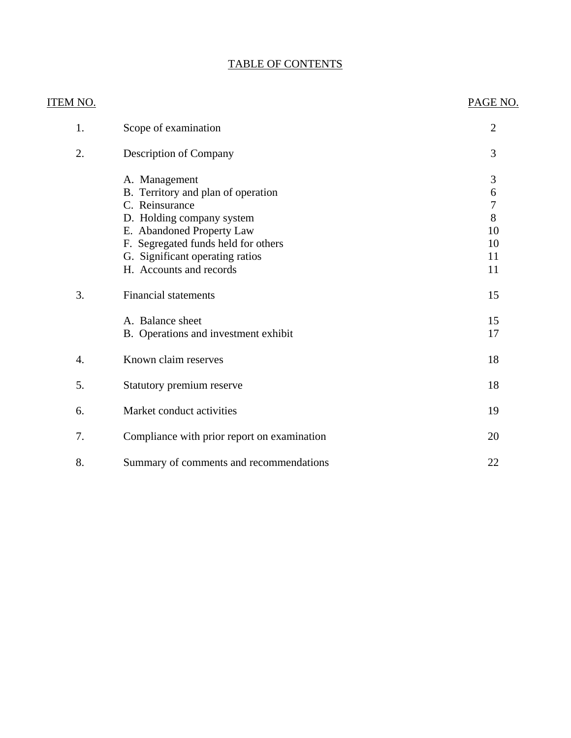# TABLE OF CONTENTS

| ITEM NO. | | PAGE NO. |
|---|---|---|
| 1. | Scope of examination | 2 |
| 2. | Description of Company | 3 |
| | A. Management | 3 |
| | B. Territory and plan of operation | 6 |
| | C. Reinsurance | 7 |
| | D. Holding company system | 8 |
| | E. Abandoned Property Law | 10 |
| | F. Segregated funds held for others | 10 |
| | G. Significant operating ratios | 11 |
| | H. Accounts and records | 11 |
| 3. | Financial statements | 15 |
| | A. Balance sheet | 15 |
| | B. Operations and investment exhibit | 17 |
| 4. | Known claim reserves | 18 |
| 5. | Statutory premium reserve | 18 |
| 6. | Market conduct activities | 19 |
| 7. | Compliance with prior report on examination | 20 |
| 8. | Summary of comments and recommendations | 22 |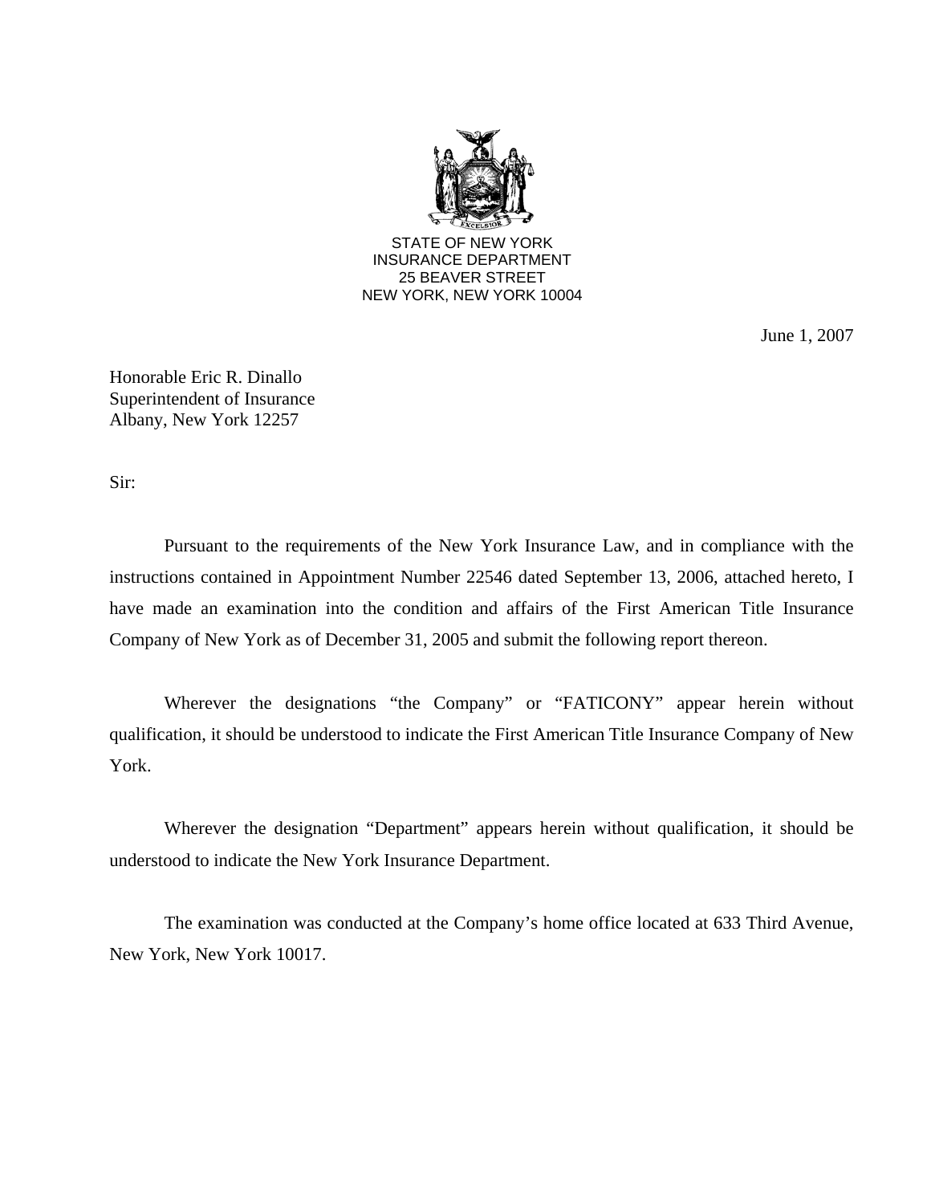STATE OF NEW YORK
INSURANCE DEPARTMENT
25 BEAVER STREET
NEW YORK, NEW YORK 10004

June 1, 2007

Honorable Eric R. Dinallo
Superintendent of Insurance
Albany, New York 12257

Sir:

Pursuant to the requirements of the New York Insurance Law, and in compliance with the instructions contained in Appointment Number 22546 dated September 13, 2006, attached hereto, I have made an examination into the condition and affairs of the First American Title Insurance Company of New York as of December 31, 2005 and submit the following report thereon.

Wherever the designations "the Company" or "FATICONY" appear herein without qualification, it should be understood to indicate the First American Title Insurance Company of New York.

Wherever the designation "Department" appears herein without qualification, it should be understood to indicate the New York Insurance Department.

The examination was conducted at the Company's home office located at 633 Third Avenue, New York, New York 10017.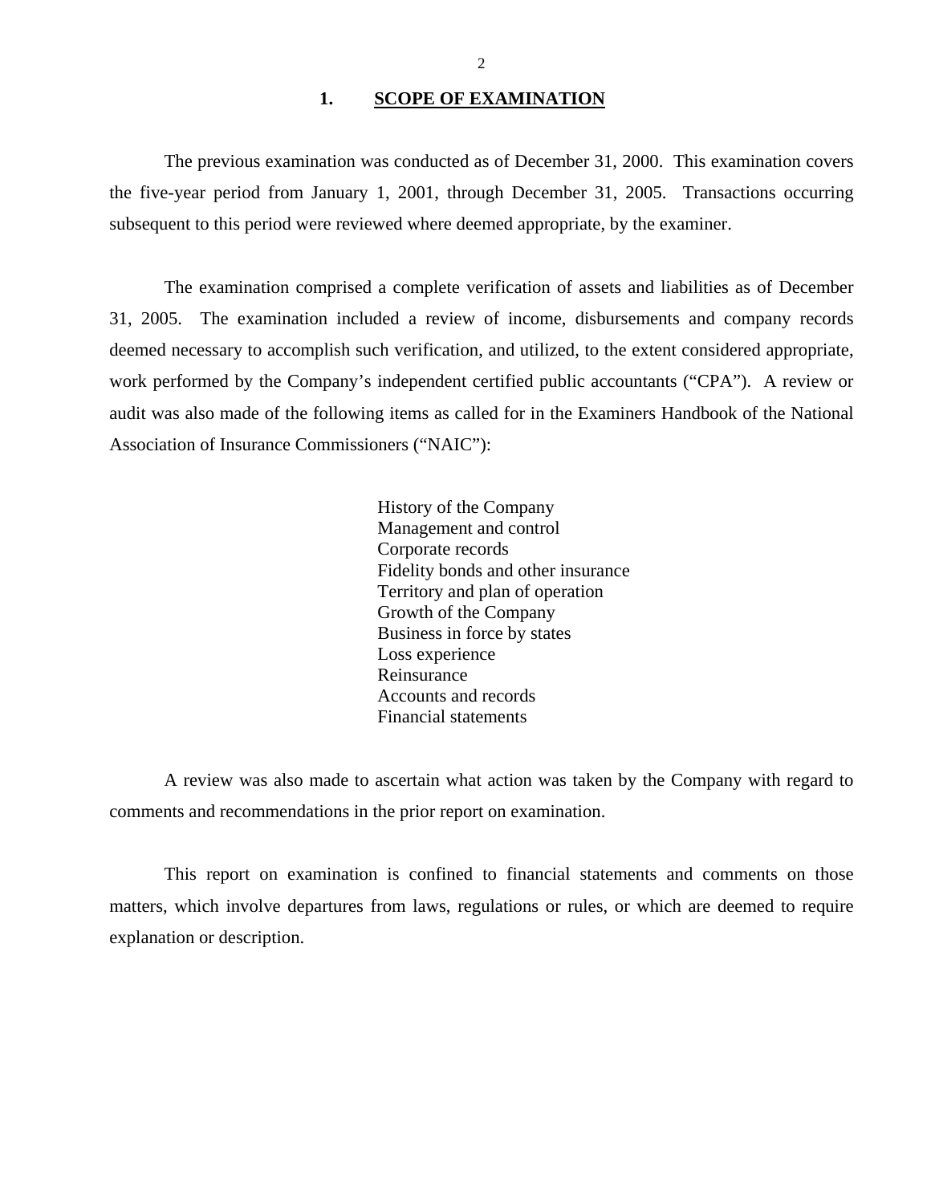## 1. SCOPE OF EXAMINATION

The previous examination was conducted as of December 31, 2000. This examination covers the five-year period from January 1, 2001, through December 31, 2005. Transactions occurring subsequent to this period were reviewed where deemed appropriate, by the examiner.

The examination comprised a complete verification of assets and liabilities as of December 31, 2005. The examination included a review of income, disbursements and company records deemed necessary to accomplish such verification, and utilized, to the extent considered appropriate, work performed by the Company's independent certified public accountants ("CPA"). A review or audit was also made of the following items as called for in the Examiners Handbook of the National Association of Insurance Commissioners ("NAIC"):

History of the Company
Management and control
Corporate records
Fidelity bonds and other insurance
Territory and plan of operation
Growth of the Company
Business in force by states
Loss experience
Reinsurance
Accounts and records
Financial statements

A review was also made to ascertain what action was taken by the Company with regard to comments and recommendations in the prior report on examination.

This report on examination is confined to financial statements and comments on those matters, which involve departures from laws, regulations or rules, or which are deemed to require explanation or description.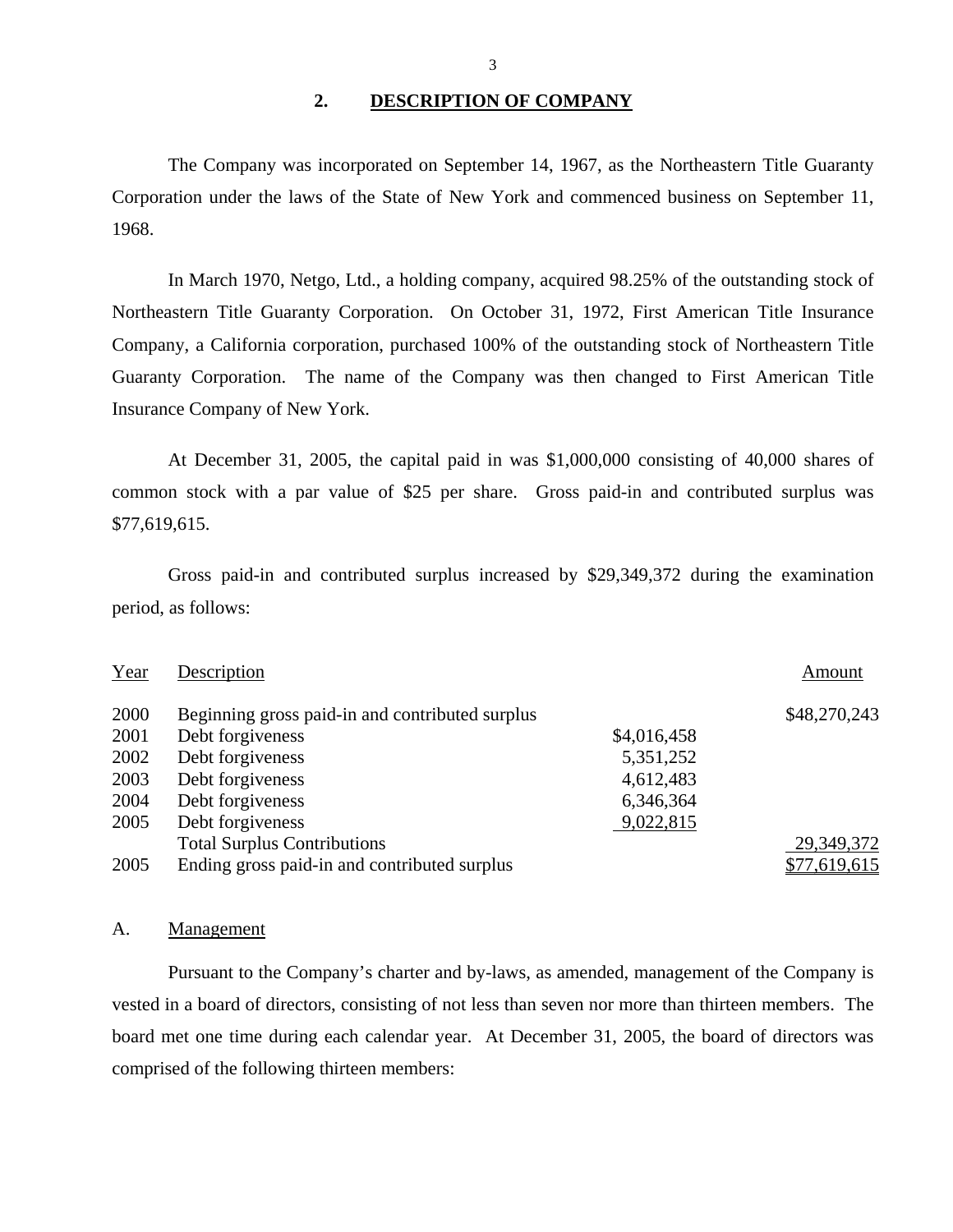## 2. DESCRIPTION OF COMPANY

The Company was incorporated on September 14, 1967, as the Northeastern Title Guaranty Corporation under the laws of the State of New York and commenced business on September 11, 1968.

In March 1970, Netgo, Ltd., a holding company, acquired 98.25% of the outstanding stock of Northeastern Title Guaranty Corporation. On October 31, 1972, First American Title Insurance Company, a California corporation, purchased 100% of the outstanding stock of Northeastern Title Guaranty Corporation. The name of the Company was then changed to First American Title Insurance Company of New York.

At December 31, 2005, the capital paid in was $1,000,000 consisting of 40,000 shares of common stock with a par value of $25 per share. Gross paid-in and contributed surplus was $77,619,615.

Gross paid-in and contributed surplus increased by $29,349,372 during the examination period, as follows:

| Year | Description | | Amount |
|---|---|---|---|
| 2000 | Beginning gross paid-in and contributed surplus | | $48,270,243 |
| 2001 | Debt forgiveness | $4,016,458 | |
| 2002 | Debt forgiveness | 5,351,252 | |
| 2003 | Debt forgiveness | 4,612,483 | |
| 2004 | Debt forgiveness | 6,346,364 | |
| 2005 | Debt forgiveness | 9,022,815 | |
| | Total Surplus Contributions | | 29,349,372 |
| 2005 | Ending gross paid-in and contributed surplus | | $77,619,615 |

### A. Management

Pursuant to the Company's charter and by-laws, as amended, management of the Company is vested in a board of directors, consisting of not less than seven nor more than thirteen members. The board met one time during each calendar year. At December 31, 2005, the board of directors was comprised of the following thirteen members: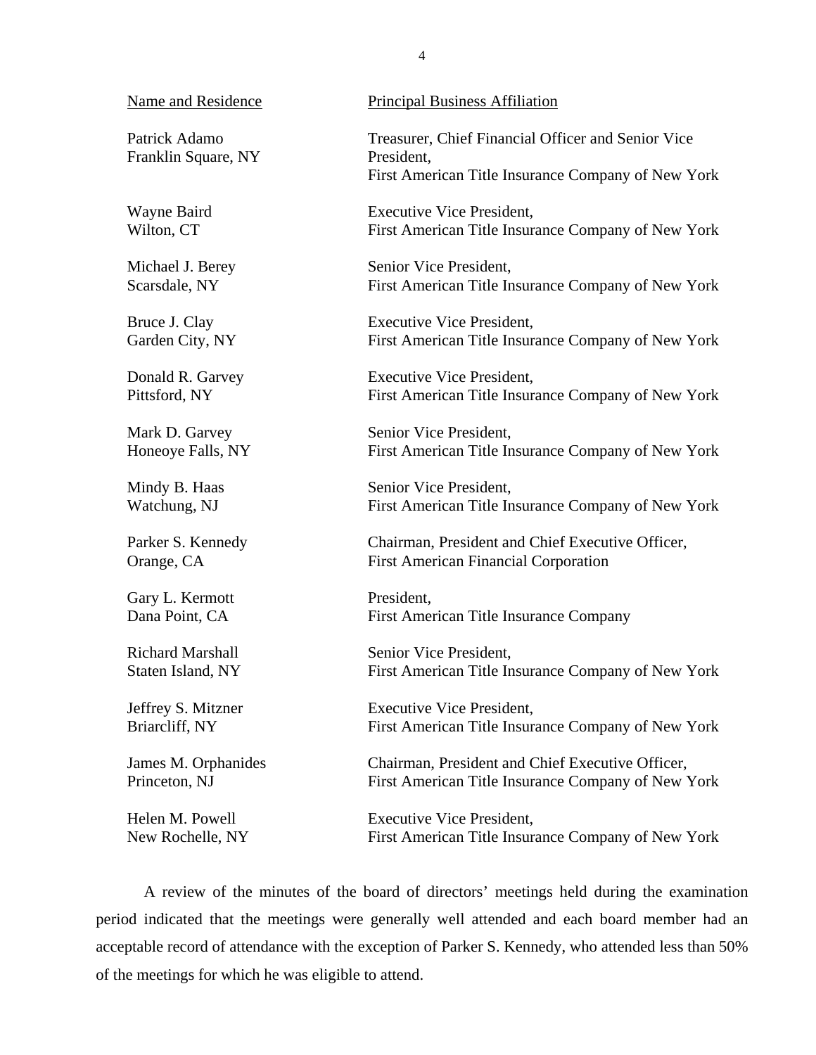| Name and Residence | Principal Business Affiliation |
|---|---|
| Patrick Adamo<br>Franklin Square, NY | Treasurer, Chief Financial Officer and Senior Vice President,<br>First American Title Insurance Company of New York |
| Wayne Baird<br>Wilton, CT | Executive Vice President,<br>First American Title Insurance Company of New York |
| Michael J. Berey<br>Scarsdale, NY | Senior Vice President,<br>First American Title Insurance Company of New York |
| Bruce J. Clay<br>Garden City, NY | Executive Vice President,<br>First American Title Insurance Company of New York |
| Donald R. Garvey<br>Pittsford, NY | Executive Vice President,<br>First American Title Insurance Company of New York |
| Mark D. Garvey<br>Honeoye Falls, NY | Senior Vice President,<br>First American Title Insurance Company of New York |
| Mindy B. Haas<br>Watchung, NJ | Senior Vice President,<br>First American Title Insurance Company of New York |
| Parker S. Kennedy<br>Orange, CA | Chairman, President and Chief Executive Officer,<br>First American Financial Corporation |
| Gary L. Kermott<br>Dana Point, CA | President,<br>First American Title Insurance Company |
| Richard Marshall<br>Staten Island, NY | Senior Vice President,<br>First American Title Insurance Company of New York |
| Jeffrey S. Mitzner<br>Briarcliff, NY | Executive Vice President,<br>First American Title Insurance Company of New York |
| James M. Orphanides<br>Princeton, NJ | Chairman, President and Chief Executive Officer,<br>First American Title Insurance Company of New York |
| Helen M. Powell<br>New Rochelle, NY | Executive Vice President,<br>First American Title Insurance Company of New York |

A review of the minutes of the board of directors' meetings held during the examination period indicated that the meetings were generally well attended and each board member had an acceptable record of attendance with the exception of Parker S. Kennedy, who attended less than 50% of the meetings for which he was eligible to attend.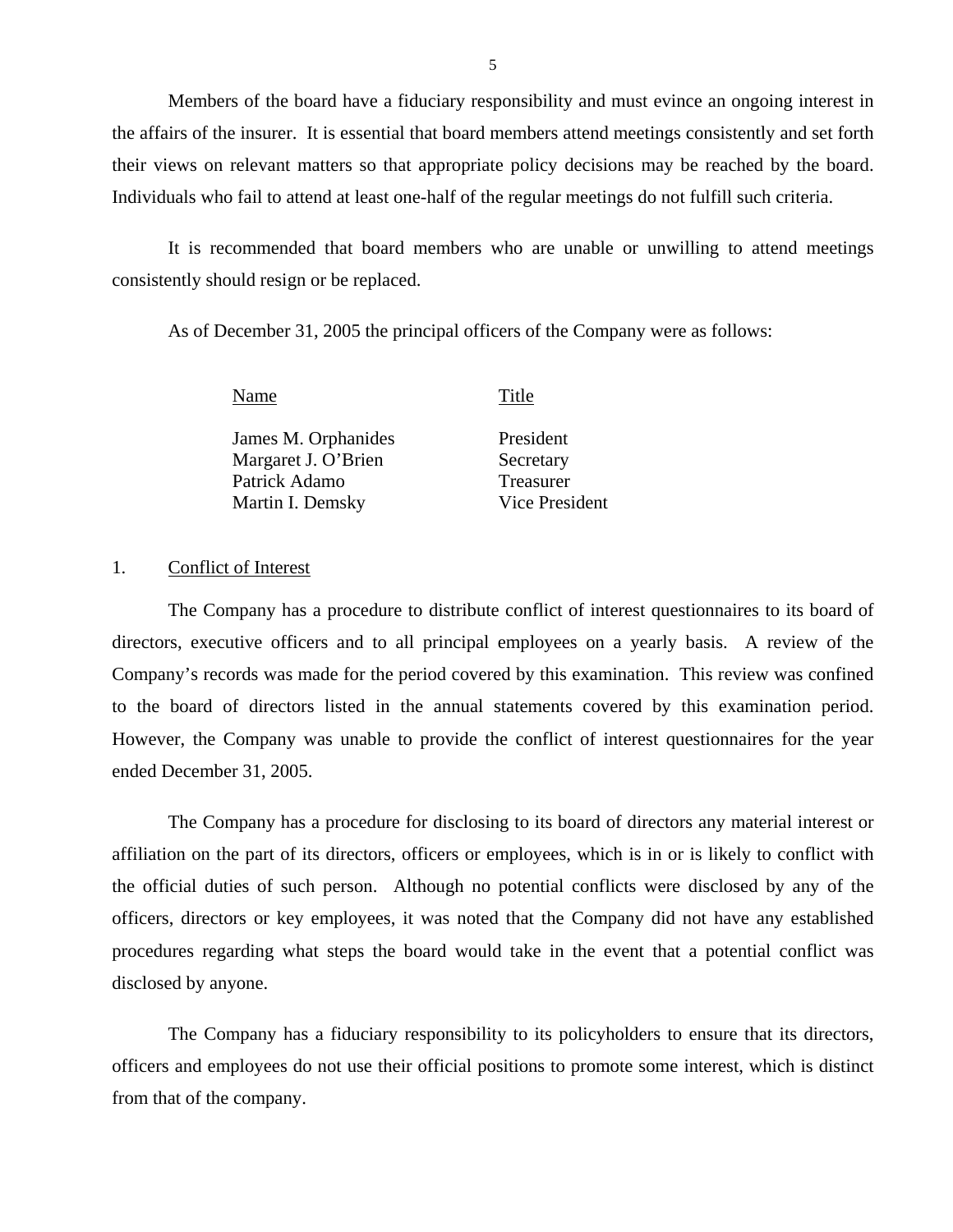Members of the board have a fiduciary responsibility and must evince an ongoing interest in the affairs of the insurer. It is essential that board members attend meetings consistently and set forth their views on relevant matters so that appropriate policy decisions may be reached by the board. Individuals who fail to attend at least one-half of the regular meetings do not fulfill such criteria.

It is recommended that board members who are unable or unwilling to attend meetings consistently should resign or be replaced.

As of December 31, 2005 the principal officers of the Company were as follows:

| Name | Title |
|---|---|
| James M. Orphanides | President |
| Margaret J. O'Brien | Secretary |
| Patrick Adamo | Treasurer |
| Martin I. Demsky | Vice President |

## 1. Conflict of Interest

The Company has a procedure to distribute conflict of interest questionnaires to its board of directors, executive officers and to all principal employees on a yearly basis. A review of the Company's records was made for the period covered by this examination. This review was confined to the board of directors listed in the annual statements covered by this examination period. However, the Company was unable to provide the conflict of interest questionnaires for the year ended December 31, 2005.

The Company has a procedure for disclosing to its board of directors any material interest or affiliation on the part of its directors, officers or employees, which is in or is likely to conflict with the official duties of such person. Although no potential conflicts were disclosed by any of the officers, directors or key employees, it was noted that the Company did not have any established procedures regarding what steps the board would take in the event that a potential conflict was disclosed by anyone.

The Company has a fiduciary responsibility to its policyholders to ensure that its directors, officers and employees do not use their official positions to promote some interest, which is distinct from that of the company.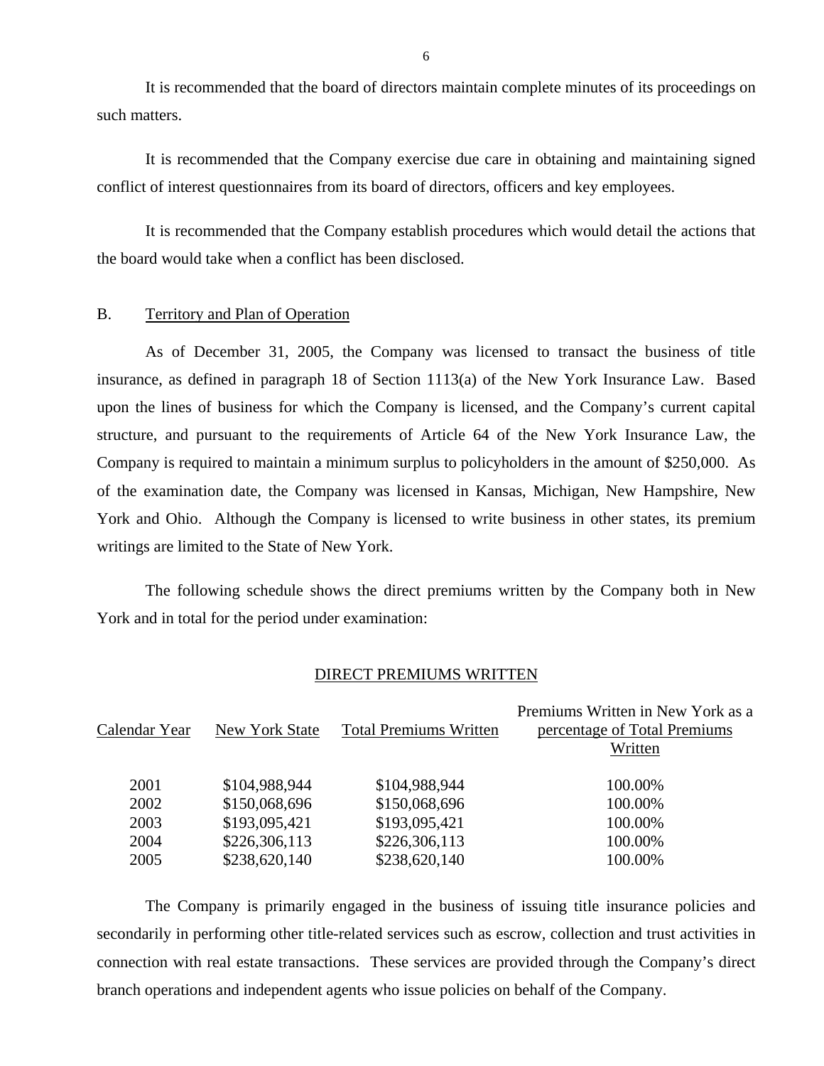It is recommended that the board of directors maintain complete minutes of its proceedings on such matters.

It is recommended that the Company exercise due care in obtaining and maintaining signed conflict of interest questionnaires from its board of directors, officers and key employees.

It is recommended that the Company establish procedures which would detail the actions that the board would take when a conflict has been disclosed.

B. Territory and Plan of Operation

As of December 31, 2005, the Company was licensed to transact the business of title insurance, as defined in paragraph 18 of Section 1113(a) of the New York Insurance Law. Based upon the lines of business for which the Company is licensed, and the Company's current capital structure, and pursuant to the requirements of Article 64 of the New York Insurance Law, the Company is required to maintain a minimum surplus to policyholders in the amount of $250,000. As of the examination date, the Company was licensed in Kansas, Michigan, New Hampshire, New York and Ohio. Although the Company is licensed to write business in other states, its premium writings are limited to the State of New York.

The following schedule shows the direct premiums written by the Company both in New York and in total for the period under examination:

DIRECT PREMIUMS WRITTEN

| Calendar Year | New York State | Total Premiums Written | Premiums Written in New York as a percentage of Total Premiums Written |
|---|---|---|---|
| 2001 | $104,988,944 | $104,988,944 | 100.00% |
| 2002 | $150,068,696 | $150,068,696 | 100.00% |
| 2003 | $193,095,421 | $193,095,421 | 100.00% |
| 2004 | $226,306,113 | $226,306,113 | 100.00% |
| 2005 | $238,620,140 | $238,620,140 | 100.00% |

The Company is primarily engaged in the business of issuing title insurance policies and secondarily in performing other title-related services such as escrow, collection and trust activities in connection with real estate transactions. These services are provided through the Company's direct branch operations and independent agents who issue policies on behalf of the Company.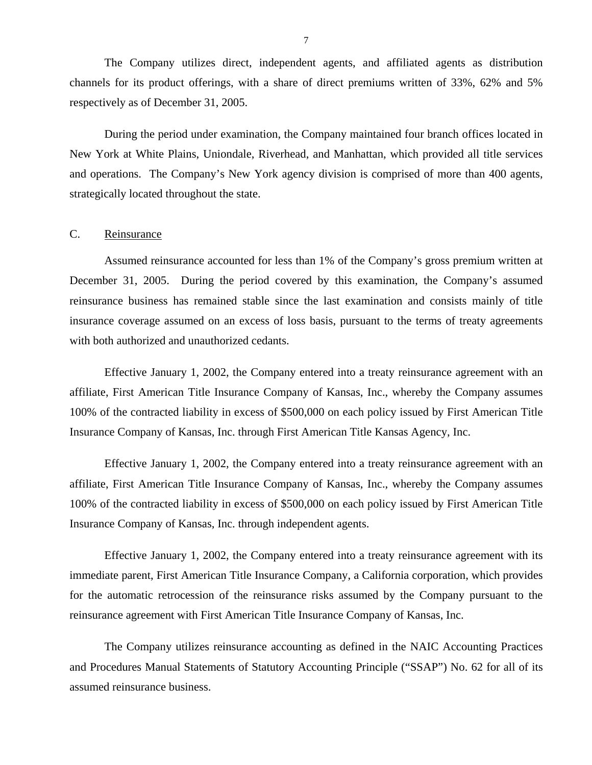The Company utilizes direct, independent agents, and affiliated agents as distribution channels for its product offerings, with a share of direct premiums written of 33%, 62% and 5% respectively as of December 31, 2005.

During the period under examination, the Company maintained four branch offices located in New York at White Plains, Uniondale, Riverhead, and Manhattan, which provided all title services and operations. The Company's New York agency division is comprised of more than 400 agents, strategically located throughout the state.

C. Reinsurance

Assumed reinsurance accounted for less than 1% of the Company's gross premium written at December 31, 2005. During the period covered by this examination, the Company's assumed reinsurance business has remained stable since the last examination and consists mainly of title insurance coverage assumed on an excess of loss basis, pursuant to the terms of treaty agreements with both authorized and unauthorized cedants.

Effective January 1, 2002, the Company entered into a treaty reinsurance agreement with an affiliate, First American Title Insurance Company of Kansas, Inc., whereby the Company assumes 100% of the contracted liability in excess of $500,000 on each policy issued by First American Title Insurance Company of Kansas, Inc. through First American Title Kansas Agency, Inc.

Effective January 1, 2002, the Company entered into a treaty reinsurance agreement with an affiliate, First American Title Insurance Company of Kansas, Inc., whereby the Company assumes 100% of the contracted liability in excess of $500,000 on each policy issued by First American Title Insurance Company of Kansas, Inc. through independent agents.

Effective January 1, 2002, the Company entered into a treaty reinsurance agreement with its immediate parent, First American Title Insurance Company, a California corporation, which provides for the automatic retrocession of the reinsurance risks assumed by the Company pursuant to the reinsurance agreement with First American Title Insurance Company of Kansas, Inc.

The Company utilizes reinsurance accounting as defined in the NAIC Accounting Practices and Procedures Manual Statements of Statutory Accounting Principle ("SSAP") No. 62 for all of its assumed reinsurance business.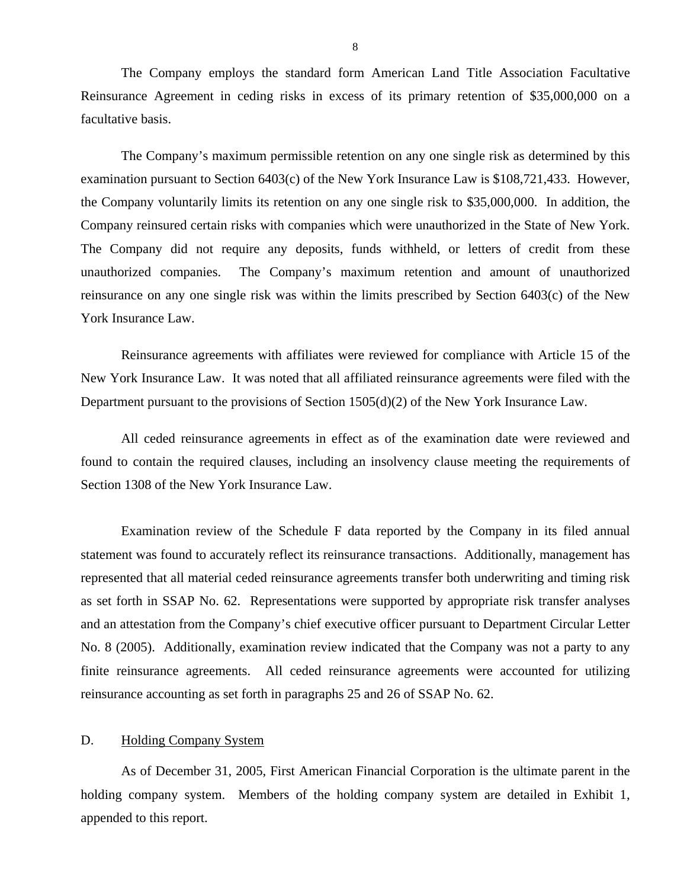The Company employs the standard form American Land Title Association Facultative Reinsurance Agreement in ceding risks in excess of its primary retention of $35,000,000 on a facultative basis.

The Company's maximum permissible retention on any one single risk as determined by this examination pursuant to Section 6403(c) of the New York Insurance Law is $108,721,433. However, the Company voluntarily limits its retention on any one single risk to $35,000,000. In addition, the Company reinsured certain risks with companies which were unauthorized in the State of New York. The Company did not require any deposits, funds withheld, or letters of credit from these unauthorized companies. The Company's maximum retention and amount of unauthorized reinsurance on any one single risk was within the limits prescribed by Section 6403(c) of the New York Insurance Law.

Reinsurance agreements with affiliates were reviewed for compliance with Article 15 of the New York Insurance Law. It was noted that all affiliated reinsurance agreements were filed with the Department pursuant to the provisions of Section 1505(d)(2) of the New York Insurance Law.

All ceded reinsurance agreements in effect as of the examination date were reviewed and found to contain the required clauses, including an insolvency clause meeting the requirements of Section 1308 of the New York Insurance Law.

Examination review of the Schedule F data reported by the Company in its filed annual statement was found to accurately reflect its reinsurance transactions. Additionally, management has represented that all material ceded reinsurance agreements transfer both underwriting and timing risk as set forth in SSAP No. 62. Representations were supported by appropriate risk transfer analyses and an attestation from the Company's chief executive officer pursuant to Department Circular Letter No. 8 (2005). Additionally, examination review indicated that the Company was not a party to any finite reinsurance agreements. All ceded reinsurance agreements were accounted for utilizing reinsurance accounting as set forth in paragraphs 25 and 26 of SSAP No. 62.

## D. Holding Company System

As of December 31, 2005, First American Financial Corporation is the ultimate parent in the holding company system. Members of the holding company system are detailed in Exhibit 1, appended to this report.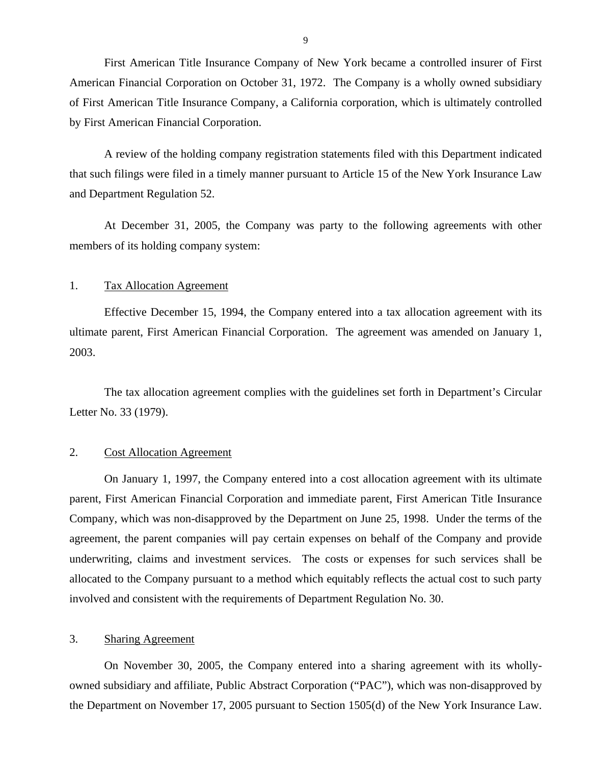First American Title Insurance Company of New York became a controlled insurer of First American Financial Corporation on October 31, 1972. The Company is a wholly owned subsidiary of First American Title Insurance Company, a California corporation, which is ultimately controlled by First American Financial Corporation.

A review of the holding company registration statements filed with this Department indicated that such filings were filed in a timely manner pursuant to Article 15 of the New York Insurance Law and Department Regulation 52.

At December 31, 2005, the Company was party to the following agreements with other members of its holding company system:

1. Tax Allocation Agreement

Effective December 15, 1994, the Company entered into a tax allocation agreement with its ultimate parent, First American Financial Corporation. The agreement was amended on January 1, 2003.

The tax allocation agreement complies with the guidelines set forth in Department's Circular Letter No. 33 (1979).

2. Cost Allocation Agreement

On January 1, 1997, the Company entered into a cost allocation agreement with its ultimate parent, First American Financial Corporation and immediate parent, First American Title Insurance Company, which was non-disapproved by the Department on June 25, 1998. Under the terms of the agreement, the parent companies will pay certain expenses on behalf of the Company and provide underwriting, claims and investment services. The costs or expenses for such services shall be allocated to the Company pursuant to a method which equitably reflects the actual cost to such party involved and consistent with the requirements of Department Regulation No. 30.

3. Sharing Agreement

On November 30, 2005, the Company entered into a sharing agreement with its wholly-owned subsidiary and affiliate, Public Abstract Corporation ("PAC"), which was non-disapproved by the Department on November 17, 2005 pursuant to Section 1505(d) of the New York Insurance Law.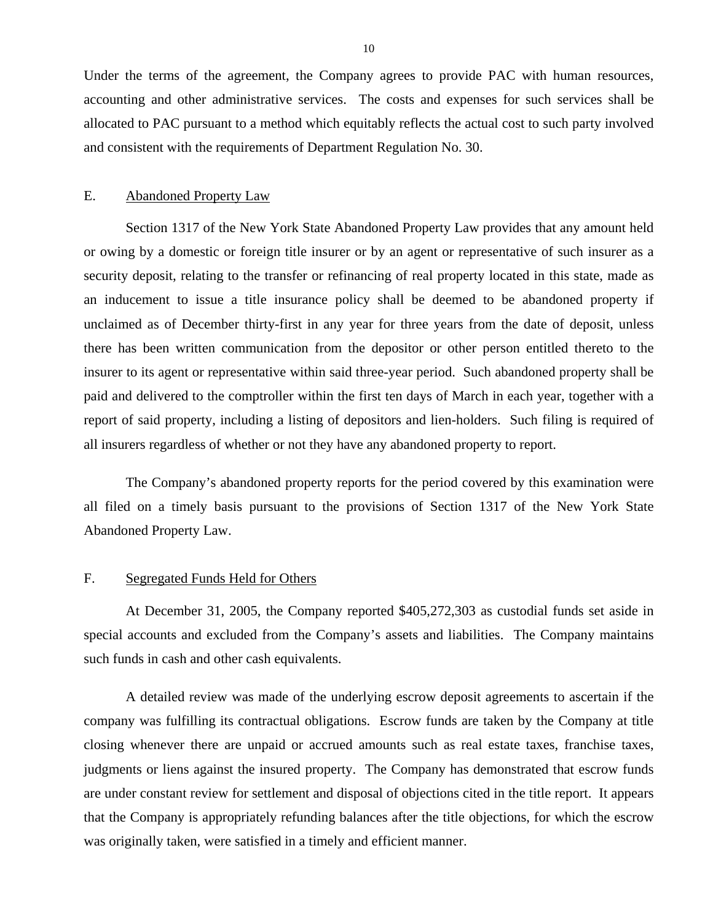Under the terms of the agreement, the Company agrees to provide PAC with human resources, accounting and other administrative services. The costs and expenses for such services shall be allocated to PAC pursuant to a method which equitably reflects the actual cost to such party involved and consistent with the requirements of Department Regulation No. 30.

## E. Abandoned Property Law

Section 1317 of the New York State Abandoned Property Law provides that any amount held or owing by a domestic or foreign title insurer or by an agent or representative of such insurer as a security deposit, relating to the transfer or refinancing of real property located in this state, made as an inducement to issue a title insurance policy shall be deemed to be abandoned property if unclaimed as of December thirty-first in any year for three years from the date of deposit, unless there has been written communication from the depositor or other person entitled thereto to the insurer to its agent or representative within said three-year period. Such abandoned property shall be paid and delivered to the comptroller within the first ten days of March in each year, together with a report of said property, including a listing of depositors and lien-holders. Such filing is required of all insurers regardless of whether or not they have any abandoned property to report.

The Company's abandoned property reports for the period covered by this examination were all filed on a timely basis pursuant to the provisions of Section 1317 of the New York State Abandoned Property Law.

## F. Segregated Funds Held for Others

At December 31, 2005, the Company reported $405,272,303 as custodial funds set aside in special accounts and excluded from the Company's assets and liabilities. The Company maintains such funds in cash and other cash equivalents.

A detailed review was made of the underlying escrow deposit agreements to ascertain if the company was fulfilling its contractual obligations. Escrow funds are taken by the Company at title closing whenever there are unpaid or accrued amounts such as real estate taxes, franchise taxes, judgments or liens against the insured property. The Company has demonstrated that escrow funds are under constant review for settlement and disposal of objections cited in the title report. It appears that the Company is appropriately refunding balances after the title objections, for which the escrow was originally taken, were satisfied in a timely and efficient manner.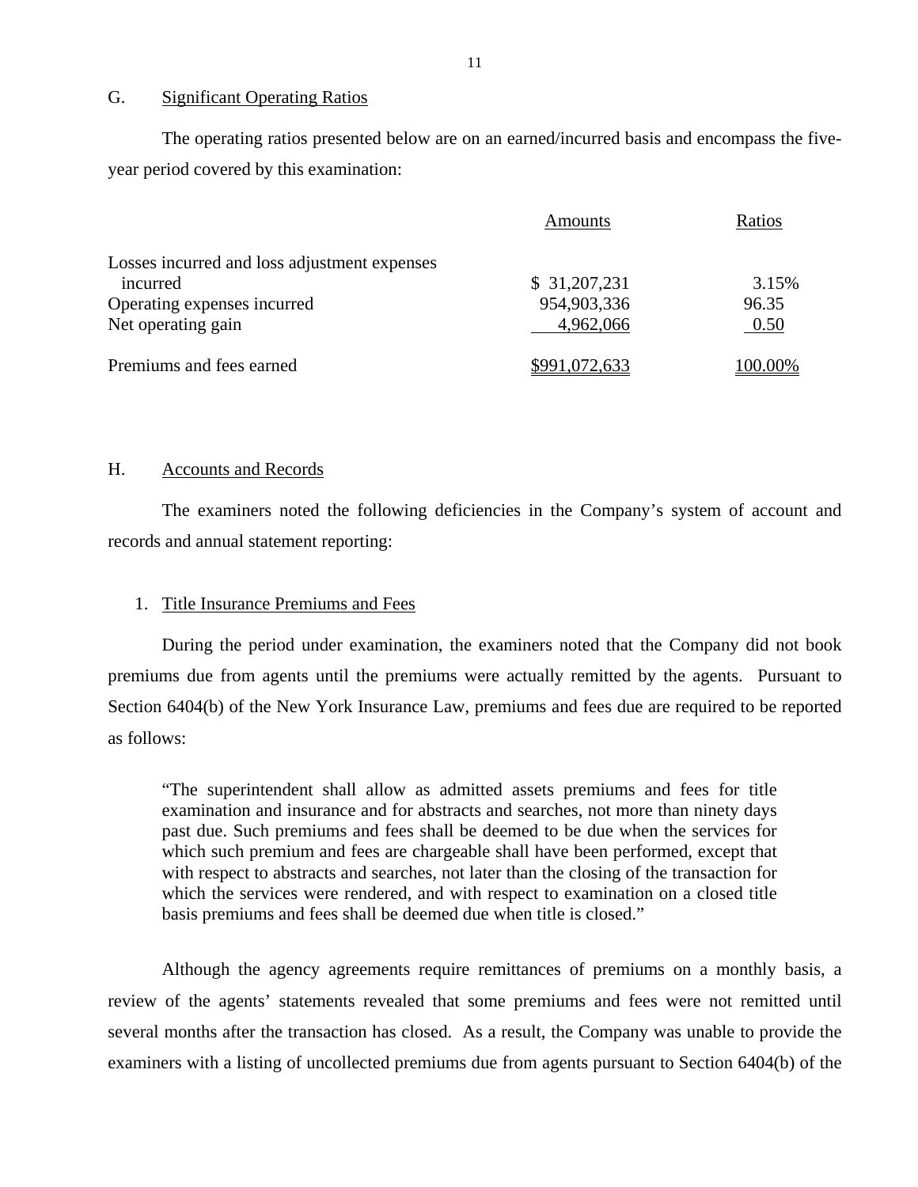## G. Significant Operating Ratios

The operating ratios presented below are on an earned/incurred basis and encompass the five-year period covered by this examination:

| | Amounts | Ratios |
|---|---|---|
| Losses incurred and loss adjustment expenses incurred | $ 31,207,231 | 3.15% |
| Operating expenses incurred | 954,903,336 | 96.35 |
| Net operating gain | 4,962,066 | 0.50 |
| Premiums and fees earned | $991,072,633 | 100.00% |

## H. Accounts and Records

The examiners noted the following deficiencies in the Company's system of account and records and annual statement reporting:

### 1. Title Insurance Premiums and Fees

During the period under examination, the examiners noted that the Company did not book premiums due from agents until the premiums were actually remitted by the agents. Pursuant to Section 6404(b) of the New York Insurance Law, premiums and fees due are required to be reported as follows:

> "The superintendent shall allow as admitted assets premiums and fees for title examination and insurance and for abstracts and searches, not more than ninety days past due. Such premiums and fees shall be deemed to be due when the services for which such premium and fees are chargeable shall have been performed, except that with respect to abstracts and searches, not later than the closing of the transaction for which the services were rendered, and with respect to examination on a closed title basis premiums and fees shall be deemed due when title is closed."

Although the agency agreements require remittances of premiums on a monthly basis, a review of the agents' statements revealed that some premiums and fees were not remitted until several months after the transaction has closed. As a result, the Company was unable to provide the examiners with a listing of uncollected premiums due from agents pursuant to Section 6404(b) of the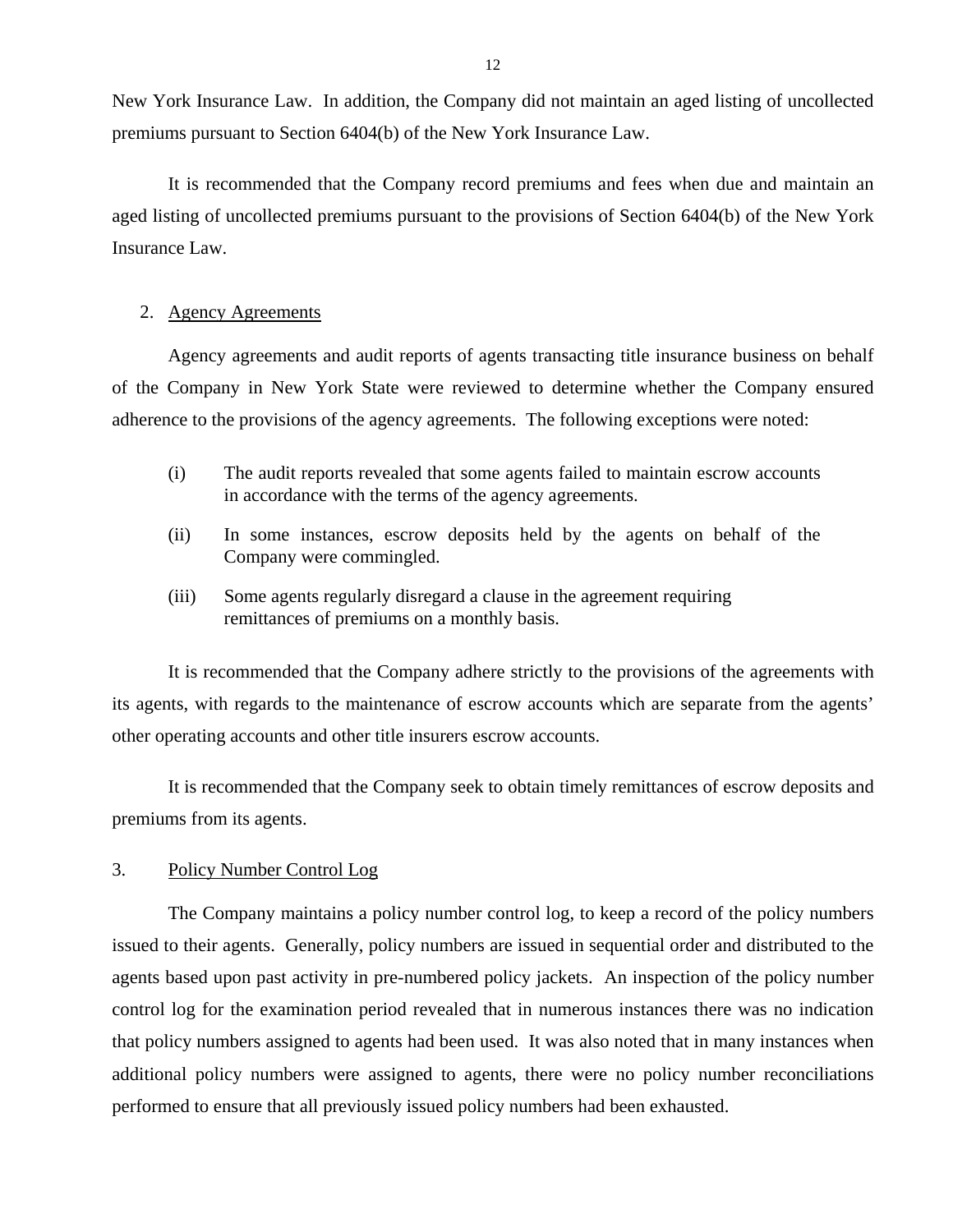New York Insurance Law. In addition, the Company did not maintain an aged listing of uncollected premiums pursuant to Section 6404(b) of the New York Insurance Law.

It is recommended that the Company record premiums and fees when due and maintain an aged listing of uncollected premiums pursuant to the provisions of Section 6404(b) of the New York Insurance Law.

2. Agency Agreements

Agency agreements and audit reports of agents transacting title insurance business on behalf of the Company in New York State were reviewed to determine whether the Company ensured adherence to the provisions of the agency agreements. The following exceptions were noted:

(i) The audit reports revealed that some agents failed to maintain escrow accounts in accordance with the terms of the agency agreements.

(ii) In some instances, escrow deposits held by the agents on behalf of the Company were commingled.

(iii) Some agents regularly disregard a clause in the agreement requiring remittances of premiums on a monthly basis.

It is recommended that the Company adhere strictly to the provisions of the agreements with its agents, with regards to the maintenance of escrow accounts which are separate from the agents' other operating accounts and other title insurers escrow accounts.

It is recommended that the Company seek to obtain timely remittances of escrow deposits and premiums from its agents.

3. Policy Number Control Log

The Company maintains a policy number control log, to keep a record of the policy numbers issued to their agents. Generally, policy numbers are issued in sequential order and distributed to the agents based upon past activity in pre-numbered policy jackets. An inspection of the policy number control log for the examination period revealed that in numerous instances there was no indication that policy numbers assigned to agents had been used. It was also noted that in many instances when additional policy numbers were assigned to agents, there were no policy number reconciliations performed to ensure that all previously issued policy numbers had been exhausted.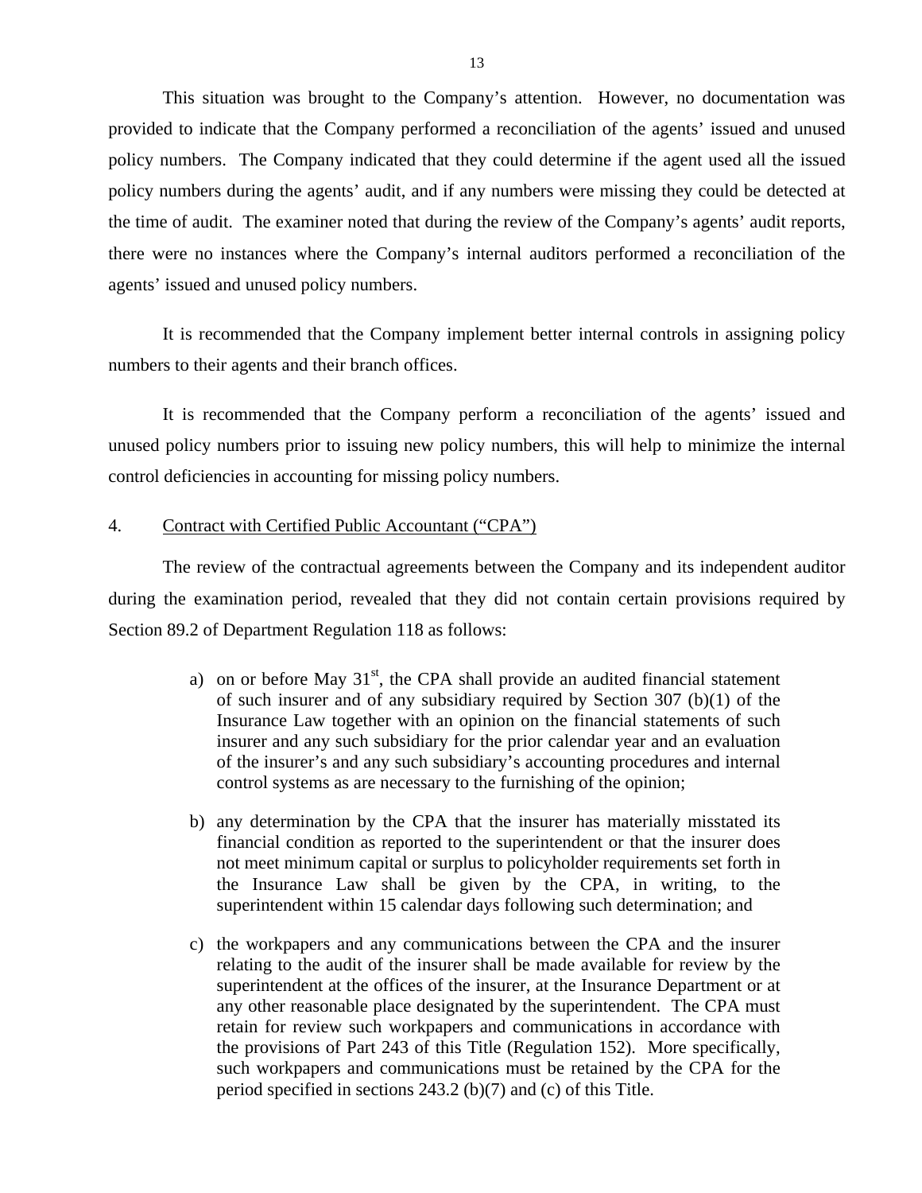This situation was brought to the Company's attention. However, no documentation was provided to indicate that the Company performed a reconciliation of the agents' issued and unused policy numbers. The Company indicated that they could determine if the agent used all the issued policy numbers during the agents' audit, and if any numbers were missing they could be detected at the time of audit. The examiner noted that during the review of the Company's agents' audit reports, there were no instances where the Company's internal auditors performed a reconciliation of the agents' issued and unused policy numbers.

It is recommended that the Company implement better internal controls in assigning policy numbers to their agents and their branch offices.

It is recommended that the Company perform a reconciliation of the agents' issued and unused policy numbers prior to issuing new policy numbers, this will help to minimize the internal control deficiencies in accounting for missing policy numbers.

4. Contract with Certified Public Accountant ("CPA")

The review of the contractual agreements between the Company and its independent auditor during the examination period, revealed that they did not contain certain provisions required by Section 89.2 of Department Regulation 118 as follows:

a) on or before May 31st, the CPA shall provide an audited financial statement of such insurer and of any subsidiary required by Section 307 (b)(1) of the Insurance Law together with an opinion on the financial statements of such insurer and any such subsidiary for the prior calendar year and an evaluation of the insurer's and any such subsidiary's accounting procedures and internal control systems as are necessary to the furnishing of the opinion;

b) any determination by the CPA that the insurer has materially misstated its financial condition as reported to the superintendent or that the insurer does not meet minimum capital or surplus to policyholder requirements set forth in the Insurance Law shall be given by the CPA, in writing, to the superintendent within 15 calendar days following such determination; and

c) the workpapers and any communications between the CPA and the insurer relating to the audit of the insurer shall be made available for review by the superintendent at the offices of the insurer, at the Insurance Department or at any other reasonable place designated by the superintendent. The CPA must retain for review such workpapers and communications in accordance with the provisions of Part 243 of this Title (Regulation 152). More specifically, such workpapers and communications must be retained by the CPA for the period specified in sections 243.2 (b)(7) and (c) of this Title.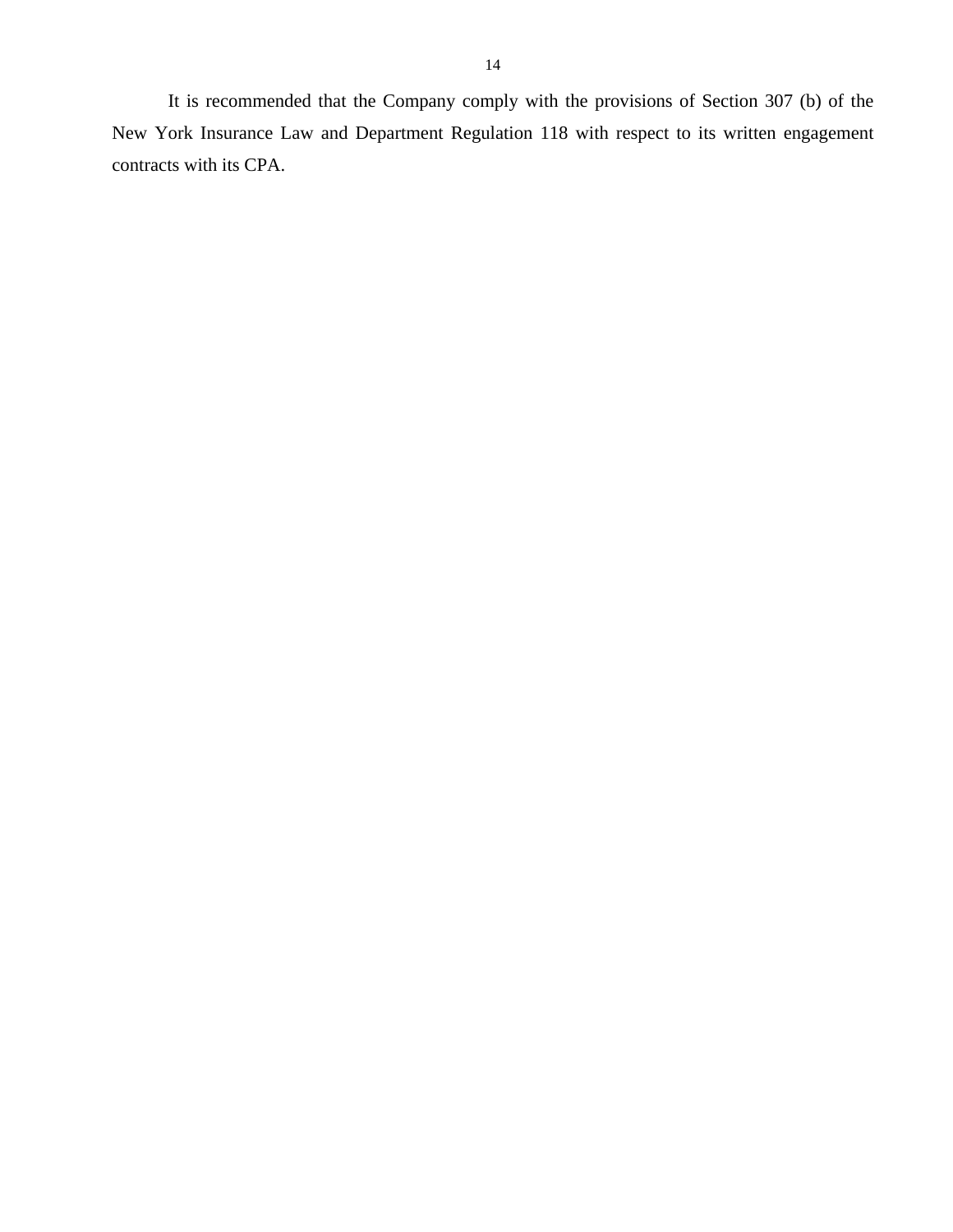It is recommended that the Company comply with the provisions of Section 307 (b) of the New York Insurance Law and Department Regulation 118 with respect to its written engagement contracts with its CPA.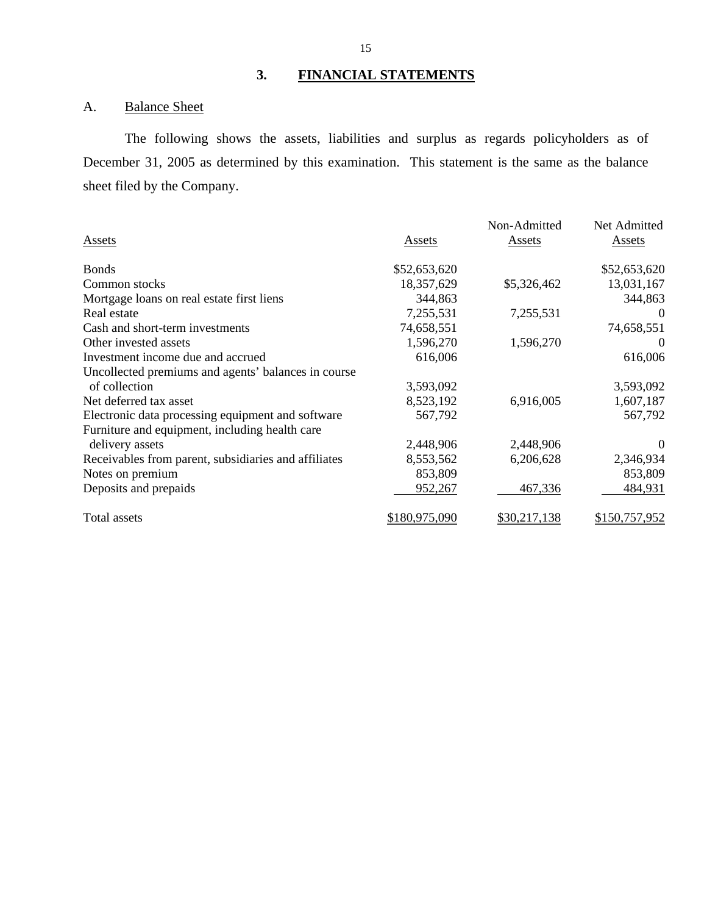## 3. FINANCIAL STATEMENTS

### A. Balance Sheet

The following shows the assets, liabilities and surplus as regards policyholders as of December 31, 2005 as determined by this examination. This statement is the same as the balance sheet filed by the Company.

| Assets | Assets | Non-Admitted Assets | Net Admitted Assets |
|---|---|---|---|
| Bonds | $52,653,620 | | $52,653,620 |
| Common stocks | 18,357,629 | $5,326,462 | 13,031,167 |
| Mortgage loans on real estate first liens | 344,863 | | 344,863 |
| Real estate | 7,255,531 | 7,255,531 | 0 |
| Cash and short-term investments | 74,658,551 | | 74,658,551 |
| Other invested assets | 1,596,270 | 1,596,270 | 0 |
| Investment income due and accrued | 616,006 | | 616,006 |
| Uncollected premiums and agents' balances in course of collection | 3,593,092 | | 3,593,092 |
| Net deferred tax asset | 8,523,192 | 6,916,005 | 1,607,187 |
| Electronic data processing equipment and software | 567,792 | | 567,792 |
| Furniture and equipment, including health care delivery assets | 2,448,906 | 2,448,906 | 0 |
| Receivables from parent, subsidiaries and affiliates | 8,553,562 | 6,206,628 | 2,346,934 |
| Notes on premium | 853,809 | | 853,809 |
| Deposits and prepaids | 952,267 | 467,336 | 484,931 |
| Total assets | $180,975,090 | $30,217,138 | $150,757,952 |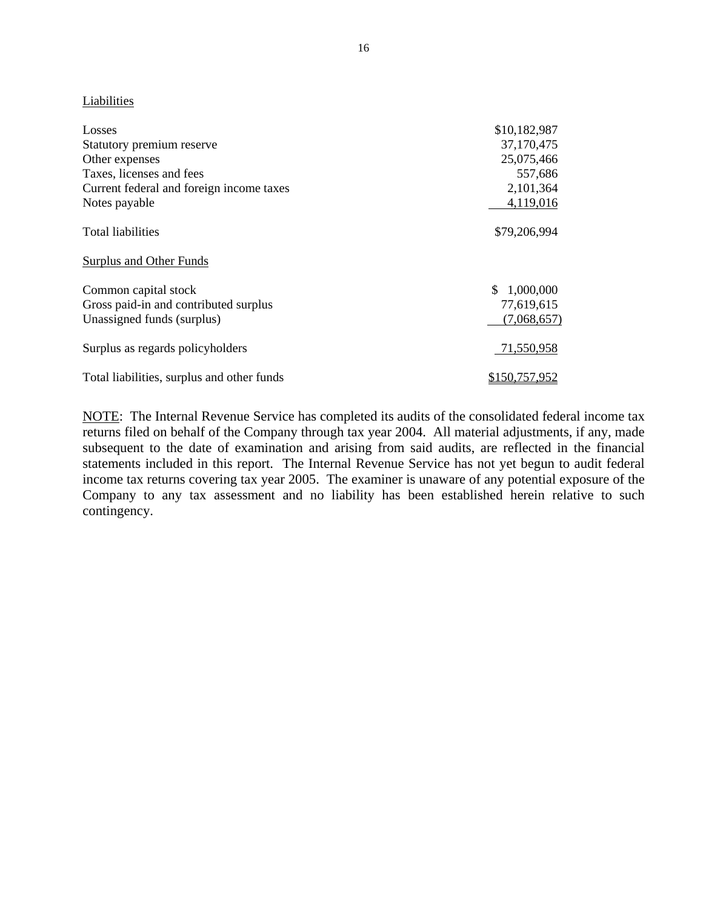Liabilities

| | |
|---|---|
| Losses | $10,182,987 |
| Statutory premium reserve | 37,170,475 |
| Other expenses | 25,075,466 |
| Taxes, licenses and fees | 557,686 |
| Current federal and foreign income taxes | 2,101,364 |
| Notes payable | 4,119,016 |
| Total liabilities | $79,206,994 |
| **Surplus and Other Funds** | |
| Common capital stock | $ 1,000,000 |
| Gross paid-in and contributed surplus | 77,619,615 |
| Unassigned funds (surplus) | (7,068,657) |
| Surplus as regards policyholders | 71,550,958 |
| Total liabilities, surplus and other funds | $150,757,952 |

NOTE: The Internal Revenue Service has completed its audits of the consolidated federal income tax returns filed on behalf of the Company through tax year 2004. All material adjustments, if any, made subsequent to the date of examination and arising from said audits, are reflected in the financial statements included in this report. The Internal Revenue Service has not yet begun to audit federal income tax returns covering tax year 2005. The examiner is unaware of any potential exposure of the Company to any tax assessment and no liability has been established herein relative to such contingency.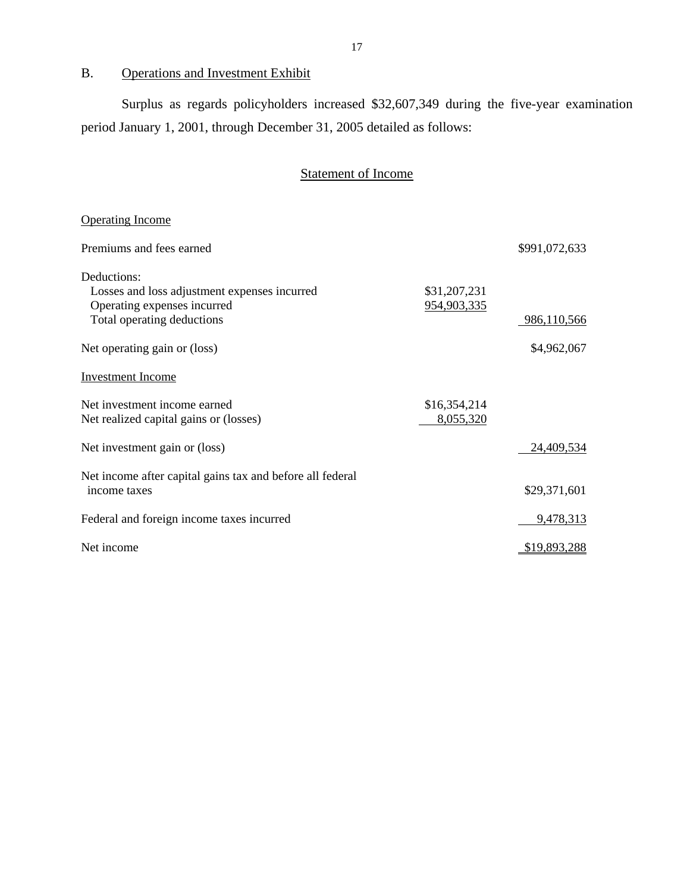## B. Operations and Investment Exhibit

Surplus as regards policyholders increased $32,607,349 during the five-year examination period January 1, 2001, through December 31, 2005 detailed as follows:

### Statement of Income

| | | |
|---|---|---|
| Operating Income | | |
| Premiums and fees earned | | $991,072,633 |
| Deductions: | | |
| Losses and loss adjustment expenses incurred | $31,207,231 | |
| Operating expenses incurred | 954,903,335 | |
| Total operating deductions | | 986,110,566 |
| Net operating gain or (loss) | | $4,962,067 |
| Investment Income | | |
| Net investment income earned | $16,354,214 | |
| Net realized capital gains or (losses) | 8,055,320 | |
| Net investment gain or (loss) | | 24,409,534 |
| Net income after capital gains tax and before all federal income taxes | | $29,371,601 |
| Federal and foreign income taxes incurred | | 9,478,313 |
| Net income | | $19,893,288 |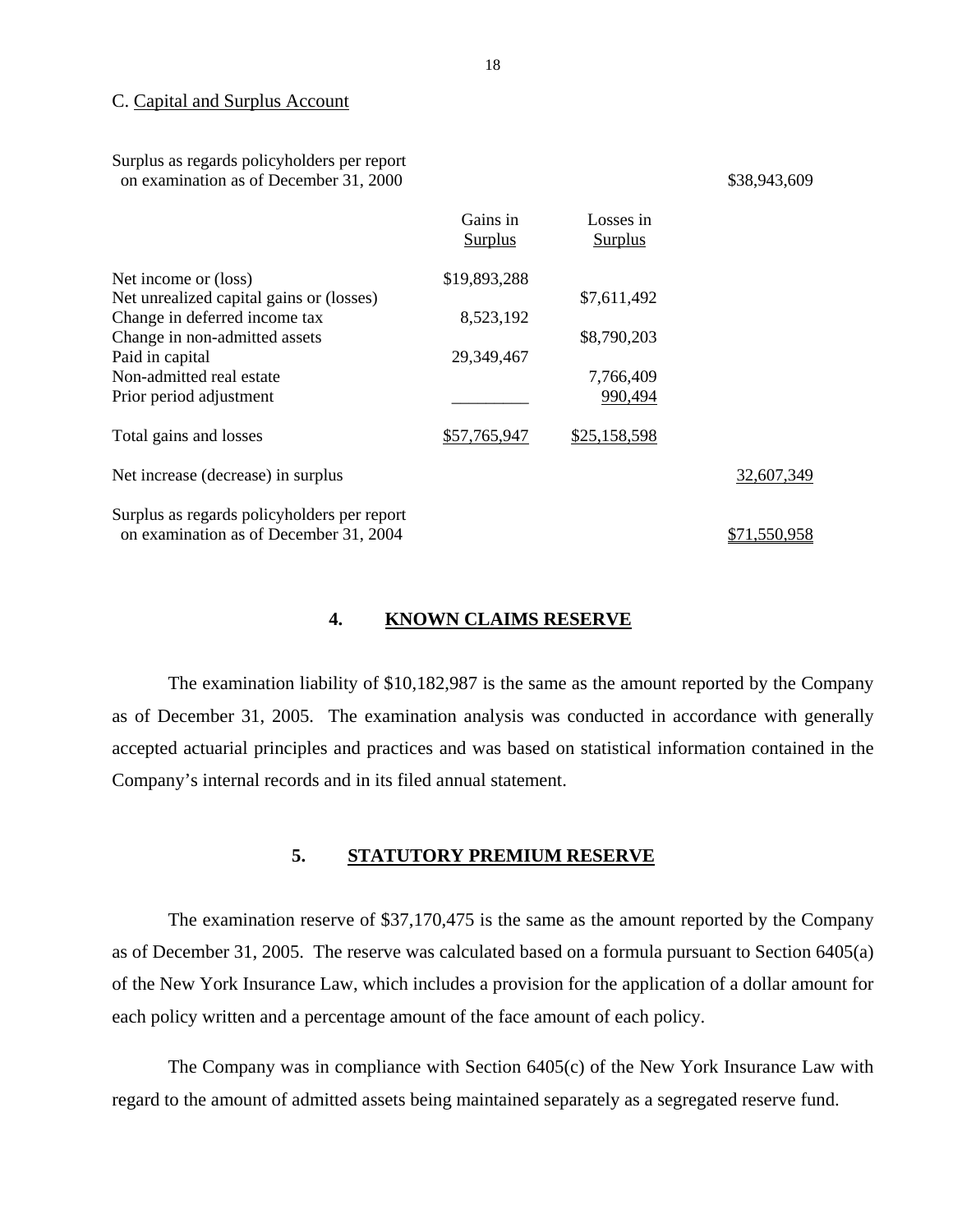C. Capital and Surplus Account

| | Gains in Surplus | Losses in Surplus | |
|---|---|---|---|
| Surplus as regards policyholders per report on examination as of December 31, 2000 | | | $38,943,609 |
| Net income or (loss) | $19,893,288 | | |
| Net unrealized capital gains or (losses) | | $7,611,492 | |
| Change in deferred income tax | 8,523,192 | | |
| Change in non-admitted assets | | $8,790,203 | |
| Paid in capital | 29,349,467 | | |
| Non-admitted real estate | | 7,766,409 | |
| Prior period adjustment | _________ | 990,494 | |
| Total gains and losses | $57,765,947 | $25,158,598 | |
| Net increase (decrease) in surplus | | | 32,607,349 |
| Surplus as regards policyholders per report on examination as of December 31, 2004 | | | $71,550,958 |

## 4. KNOWN CLAIMS RESERVE

The examination liability of $10,182,987 is the same as the amount reported by the Company as of December 31, 2005. The examination analysis was conducted in accordance with generally accepted actuarial principles and practices and was based on statistical information contained in the Company's internal records and in its filed annual statement.

## 5. STATUTORY PREMIUM RESERVE

The examination reserve of $37,170,475 is the same as the amount reported by the Company as of December 31, 2005. The reserve was calculated based on a formula pursuant to Section 6405(a) of the New York Insurance Law, which includes a provision for the application of a dollar amount for each policy written and a percentage amount of the face amount of each policy.

The Company was in compliance with Section 6405(c) of the New York Insurance Law with regard to the amount of admitted assets being maintained separately as a segregated reserve fund.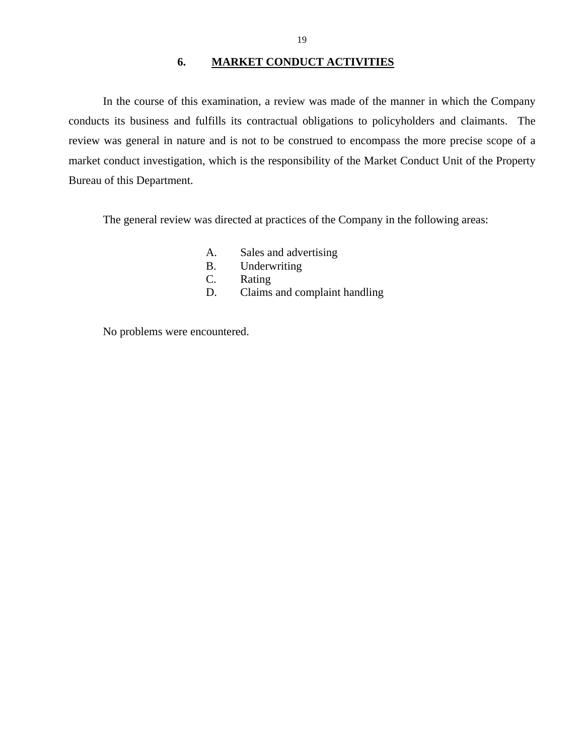## 6. MARKET CONDUCT ACTIVITIES

In the course of this examination, a review was made of the manner in which the Company conducts its business and fulfills its contractual obligations to policyholders and claimants. The review was general in nature and is not to be construed to encompass the more precise scope of a market conduct investigation, which is the responsibility of the Market Conduct Unit of the Property Bureau of this Department.

The general review was directed at practices of the Company in the following areas:

A. Sales and advertising
B. Underwriting
C. Rating
D. Claims and complaint handling

No problems were encountered.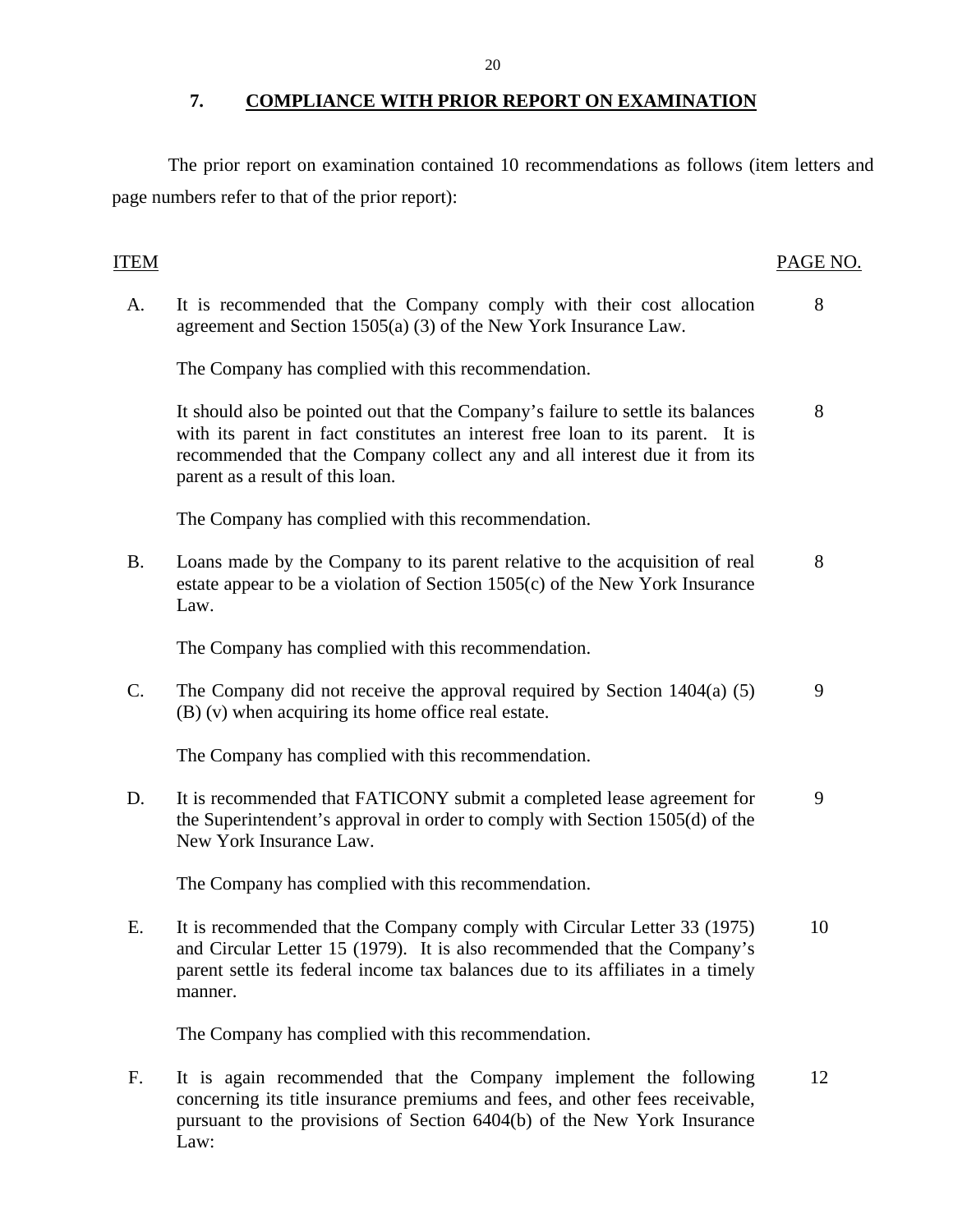## 7. COMPLIANCE WITH PRIOR REPORT ON EXAMINATION

The prior report on examination contained 10 recommendations as follows (item letters and page numbers refer to that of the prior report):

| ITEM | | PAGE NO. |
|---|---|---|
| A. | It is recommended that the Company comply with their cost allocation agreement and Section 1505(a) (3) of the New York Insurance Law. | 8 |
| | The Company has complied with this recommendation. | |
| | It should also be pointed out that the Company's failure to settle its balances with its parent in fact constitutes an interest free loan to its parent. It is recommended that the Company collect any and all interest due it from its parent as a result of this loan. | 8 |
| | The Company has complied with this recommendation. | |
| B. | Loans made by the Company to its parent relative to the acquisition of real estate appear to be a violation of Section 1505(c) of the New York Insurance Law. | 8 |
| | The Company has complied with this recommendation. | |
| C. | The Company did not receive the approval required by Section 1404(a) (5) (B) (v) when acquiring its home office real estate. | 9 |
| | The Company has complied with this recommendation. | |
| D. | It is recommended that FATICONY submit a completed lease agreement for the Superintendent's approval in order to comply with Section 1505(d) of the New York Insurance Law. | 9 |
| | The Company has complied with this recommendation. | |
| E. | It is recommended that the Company comply with Circular Letter 33 (1975) and Circular Letter 15 (1979). It is also recommended that the Company's parent settle its federal income tax balances due to its affiliates in a timely manner. | 10 |
| | The Company has complied with this recommendation. | |
| F. | It is again recommended that the Company implement the following concerning its title insurance premiums and fees, and other fees receivable, pursuant to the provisions of Section 6404(b) of the New York Insurance Law: | 12 |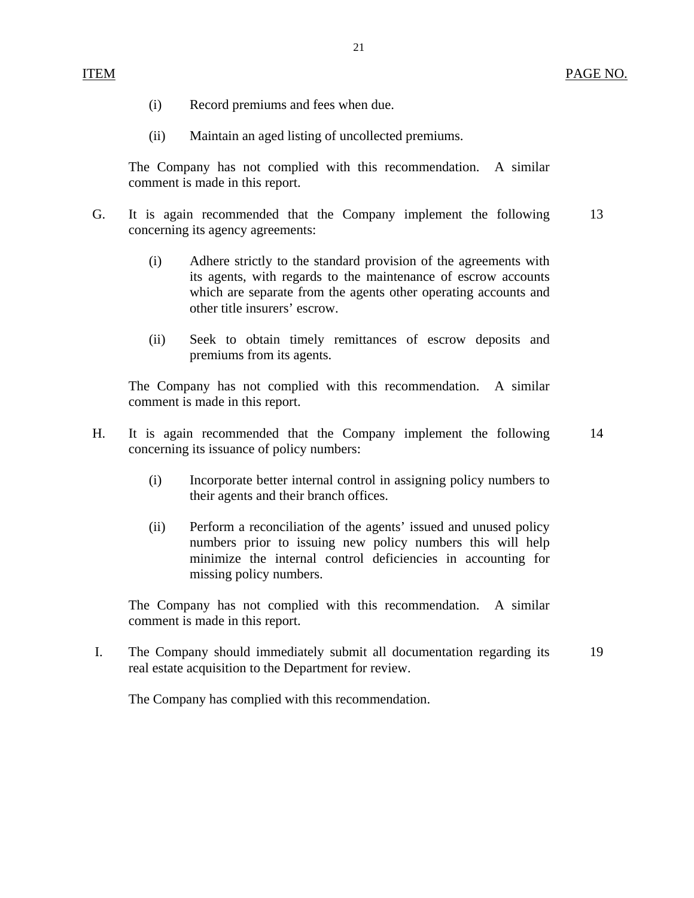| ITEM | | PAGE NO. |
|---|---|---|
| | (i) Record premiums and fees when due. | |
| | (ii) Maintain an aged listing of uncollected premiums. | |
| | The Company has not complied with this recommendation. A similar comment is made in this report. | |
| G. | It is again recommended that the Company implement the following concerning its agency agreements: | 13 |
| | (i) Adhere strictly to the standard provision of the agreements with its agents, with regards to the maintenance of escrow accounts which are separate from the agents other operating accounts and other title insurers' escrow. | |
| | (ii) Seek to obtain timely remittances of escrow deposits and premiums from its agents. | |
| | The Company has not complied with this recommendation. A similar comment is made in this report. | |
| H. | It is again recommended that the Company implement the following concerning its issuance of policy numbers: | 14 |
| | (i) Incorporate better internal control in assigning policy numbers to their agents and their branch offices. | |
| | (ii) Perform a reconciliation of the agents' issued and unused policy numbers prior to issuing new policy numbers this will help minimize the internal control deficiencies in accounting for missing policy numbers. | |
| | The Company has not complied with this recommendation. A similar comment is made in this report. | |
| I. | The Company should immediately submit all documentation regarding its real estate acquisition to the Department for review. | 19 |
| | The Company has complied with this recommendation. | |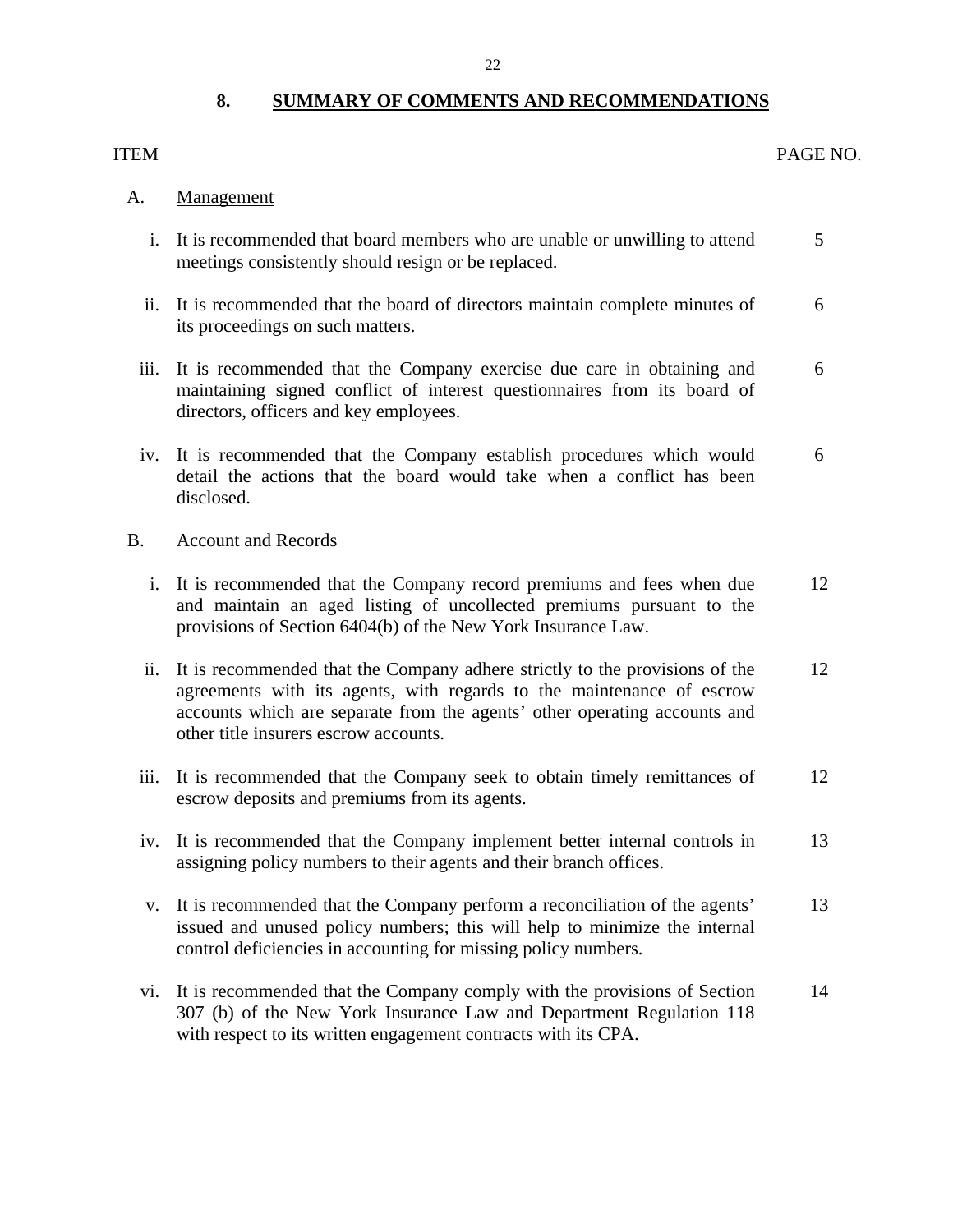## 8. SUMMARY OF COMMENTS AND RECOMMENDATIONS

| ITEM | | PAGE NO. |
|---|---|---|
| A. | Management | |
| i. | It is recommended that board members who are unable or unwilling to attend meetings consistently should resign or be replaced. | 5 |
| ii. | It is recommended that the board of directors maintain complete minutes of its proceedings on such matters. | 6 |
| iii. | It is recommended that the Company exercise due care in obtaining and maintaining signed conflict of interest questionnaires from its board of directors, officers and key employees. | 6 |
| iv. | It is recommended that the Company establish procedures which would detail the actions that the board would take when a conflict has been disclosed. | 6 |
| B. | Account and Records | |
| i. | It is recommended that the Company record premiums and fees when due and maintain an aged listing of uncollected premiums pursuant to the provisions of Section 6404(b) of the New York Insurance Law. | 12 |
| ii. | It is recommended that the Company adhere strictly to the provisions of the agreements with its agents, with regards to the maintenance of escrow accounts which are separate from the agents' other operating accounts and other title insurers escrow accounts. | 12 |
| iii. | It is recommended that the Company seek to obtain timely remittances of escrow deposits and premiums from its agents. | 12 |
| iv. | It is recommended that the Company implement better internal controls in assigning policy numbers to their agents and their branch offices. | 13 |
| v. | It is recommended that the Company perform a reconciliation of the agents' issued and unused policy numbers; this will help to minimize the internal control deficiencies in accounting for missing policy numbers. | 13 |
| vi. | It is recommended that the Company comply with the provisions of Section 307 (b) of the New York Insurance Law and Department Regulation 118 with respect to its written engagement contracts with its CPA. | 14 |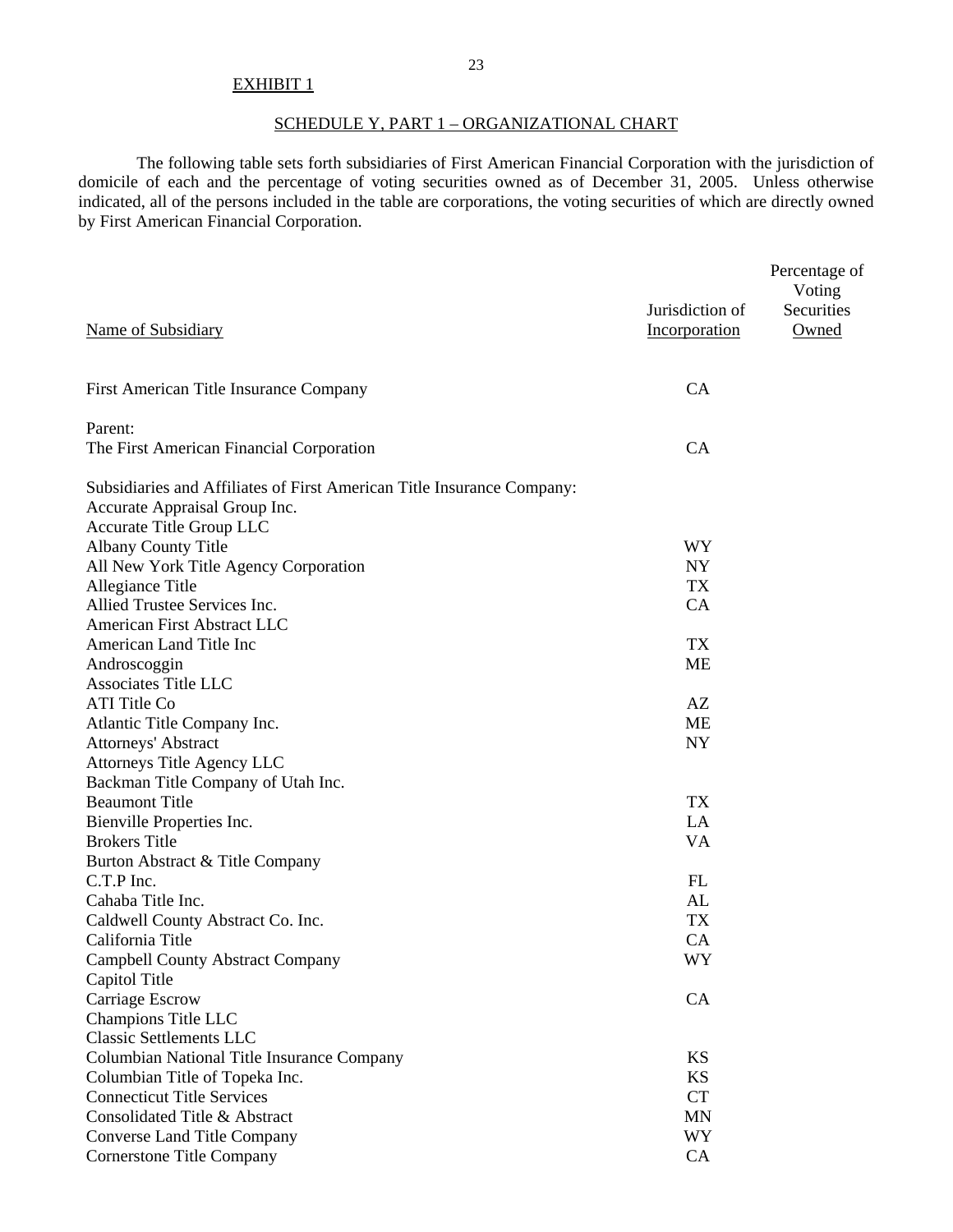EXHIBIT 1

## SCHEDULE Y, PART 1 – ORGANIZATIONAL CHART

The following table sets forth subsidiaries of First American Financial Corporation with the jurisdiction of domicile of each and the percentage of voting securities owned as of December 31, 2005. Unless otherwise indicated, all of the persons included in the table are corporations, the voting securities of which are directly owned by First American Financial Corporation.

| Name of Subsidiary | Jurisdiction of Incorporation | Percentage of Voting Securities Owned |
|---|---|---|
| First American Title Insurance Company | CA | |
| Parent: | | |
| The First American Financial Corporation | CA | |
| Subsidiaries and Affiliates of First American Title Insurance Company: | | |
| Accurate Appraisal Group Inc. | | |
| Accurate Title Group LLC | | |
| Albany County Title | WY | |
| All New York Title Agency Corporation | NY | |
| Allegiance Title | TX | |
| Allied Trustee Services Inc. | CA | |
| American First Abstract LLC | | |
| American Land Title Inc | TX | |
| Androscoggin | ME | |
| Associates Title LLC | | |
| ATI Title Co | AZ | |
| Atlantic Title Company Inc. | ME | |
| Attorneys' Abstract | NY | |
| Attorneys Title Agency LLC | | |
| Backman Title Company of Utah Inc. | | |
| Beaumont Title | TX | |
| Bienville Properties Inc. | LA | |
| Brokers Title | VA | |
| Burton Abstract & Title Company | | |
| C.T.P Inc. | FL | |
| Cahaba Title Inc. | AL | |
| Caldwell County Abstract Co. Inc. | TX | |
| California Title | CA | |
| Campbell County Abstract Company | WY | |
| Capitol Title | | |
| Carriage Escrow | CA | |
| Champions Title LLC | | |
| Classic Settlements LLC | | |
| Columbian National Title Insurance Company | KS | |
| Columbian Title of Topeka Inc. | KS | |
| Connecticut Title Services | CT | |
| Consolidated Title & Abstract | MN | |
| Converse Land Title Company | WY | |
| Cornerstone Title Company | CA | |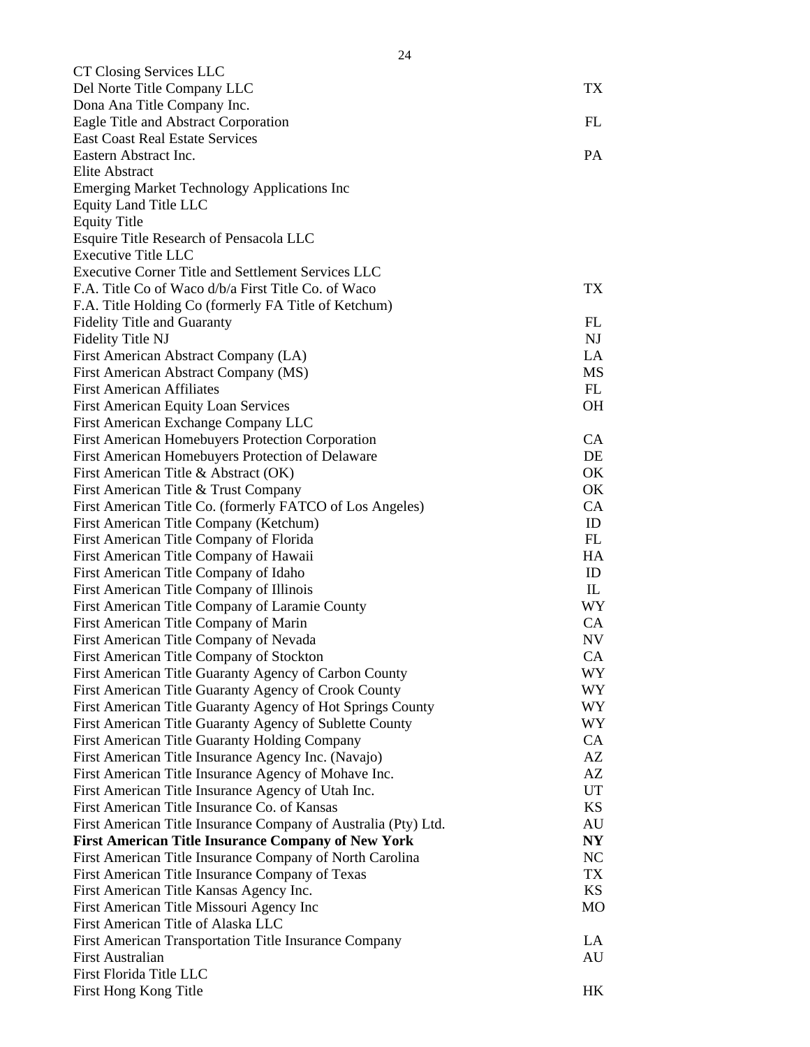| | |
|---|---|
| CT Closing Services LLC | |
| Del Norte Title Company LLC | TX |
| Dona Ana Title Company Inc. | |
| Eagle Title and Abstract Corporation | FL |
| East Coast Real Estate Services | |
| Eastern Abstract Inc. | PA |
| Elite Abstract | |
| Emerging Market Technology Applications Inc | |
| Equity Land Title LLC | |
| Equity Title | |
| Esquire Title Research of Pensacola LLC | |
| Executive Title LLC | |
| Executive Corner Title and Settlement Services LLC | |
| F.A. Title Co of Waco d/b/a First Title Co. of Waco | TX |
| F.A. Title Holding Co (formerly FA Title of Ketchum) | |
| Fidelity Title and Guaranty | FL |
| Fidelity Title NJ | NJ |
| First American Abstract Company (LA) | LA |
| First American Abstract Company (MS) | MS |
| First American Affiliates | FL |
| First American Equity Loan Services | OH |
| First American Exchange Company LLC | |
| First American Homebuyers Protection Corporation | CA |
| First American Homebuyers Protection of Delaware | DE |
| First American Title & Abstract (OK) | OK |
| First American Title & Trust Company | OK |
| First American Title Co. (formerly FATCO of Los Angeles) | CA |
| First American Title Company (Ketchum) | ID |
| First American Title Company of Florida | FL |
| First American Title Company of Hawaii | HA |
| First American Title Company of Idaho | ID |
| First American Title Company of Illinois | IL |
| First American Title Company of Laramie County | WY |
| First American Title Company of Marin | CA |
| First American Title Company of Nevada | NV |
| First American Title Company of Stockton | CA |
| First American Title Guaranty Agency of Carbon County | WY |
| First American Title Guaranty Agency of Crook County | WY |
| First American Title Guaranty Agency of Hot Springs County | WY |
| First American Title Guaranty Agency of Sublette County | WY |
| First American Title Guaranty Holding Company | CA |
| First American Title Insurance Agency Inc. (Navajo) | AZ |
| First American Title Insurance Agency of Mohave Inc. | AZ |
| First American Title Insurance Agency of Utah Inc. | UT |
| First American Title Insurance Co. of Kansas | KS |
| First American Title Insurance Company of Australia (Pty) Ltd. | AU |
| **First American Title Insurance Company of New York** | **NY** |
| First American Title Insurance Company of North Carolina | NC |
| First American Title Insurance Company of Texas | TX |
| First American Title Kansas Agency Inc. | KS |
| First American Title Missouri Agency Inc | MO |
| First American Title of Alaska LLC | |
| First American Transportation Title Insurance Company | LA |
| First Australian | AU |
| First Florida Title LLC | |
| First Hong Kong Title | HK |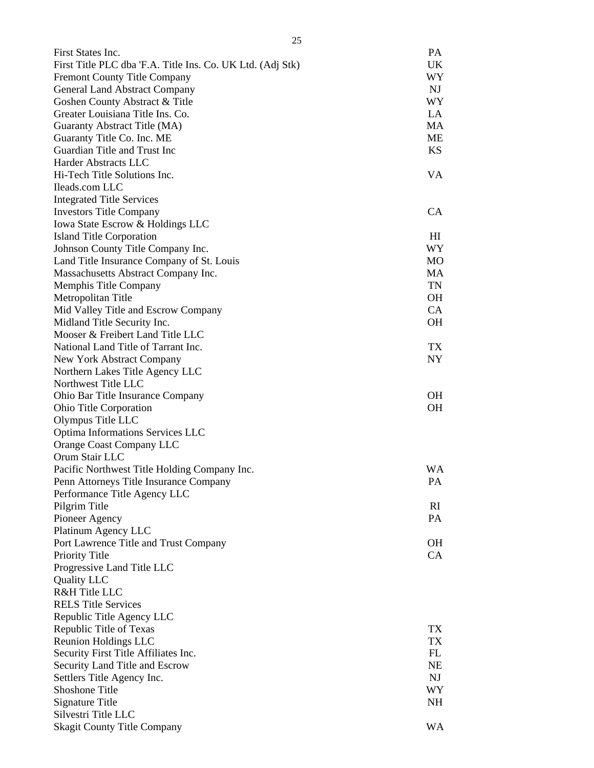| | |
|---|---|
| First States Inc. | PA |
| First Title PLC dba 'F.A. Title Ins. Co. UK Ltd. (Adj Stk) | UK |
| Fremont County Title Company | WY |
| General Land Abstract Company | NJ |
| Goshen County Abstract & Title | WY |
| Greater Louisiana Title Ins. Co. | LA |
| Guaranty Abstract Title (MA) | MA |
| Guaranty Title Co. Inc. ME | ME |
| Guardian Title and Trust Inc | KS |
| Harder Abstracts LLC | |
| Hi-Tech Title Solutions Inc. | VA |
| Ileads.com LLC | |
| Integrated Title Services | |
| Investors Title Company | CA |
| Iowa State Escrow & Holdings LLC | |
| Island Title Corporation | HI |
| Johnson County Title Company Inc. | WY |
| Land Title Insurance Company of St. Louis | MO |
| Massachusetts Abstract Company Inc. | MA |
| Memphis Title Company | TN |
| Metropolitan Title | OH |
| Mid Valley Title and Escrow Company | CA |
| Midland Title Security Inc. | OH |
| Mooser & Freibert Land Title LLC | |
| National Land Title of Tarrant Inc. | TX |
| New York Abstract Company | NY |
| Northern Lakes Title Agency LLC | |
| Northwest Title LLC | |
| Ohio Bar Title Insurance Company | OH |
| Ohio Title Corporation | OH |
| Olympus Title LLC | |
| Optima Informations Services LLC | |
| Orange Coast Company LLC | |
| Orum Stair LLC | |
| Pacific Northwest Title Holding Company Inc. | WA |
| Penn Attorneys Title Insurance Company | PA |
| Performance Title Agency LLC | |
| Pilgrim Title | RI |
| Pioneer Agency | PA |
| Platinum Agency LLC | |
| Port Lawrence Title and Trust Company | OH |
| Priority Title | CA |
| Progressive Land Title LLC | |
| Quality LLC | |
| R&H Title LLC | |
| RELS Title Services | |
| Republic Title Agency LLC | |
| Republic Title of Texas | TX |
| Reunion Holdings LLC | TX |
| Security First Title Affiliates Inc. | FL |
| Security Land Title and Escrow | NE |
| Settlers Title Agency Inc. | NJ |
| Shoshone Title | WY |
| Signature Title | NH |
| Silvestri Title LLC | |
| Skagit County Title Company | WA |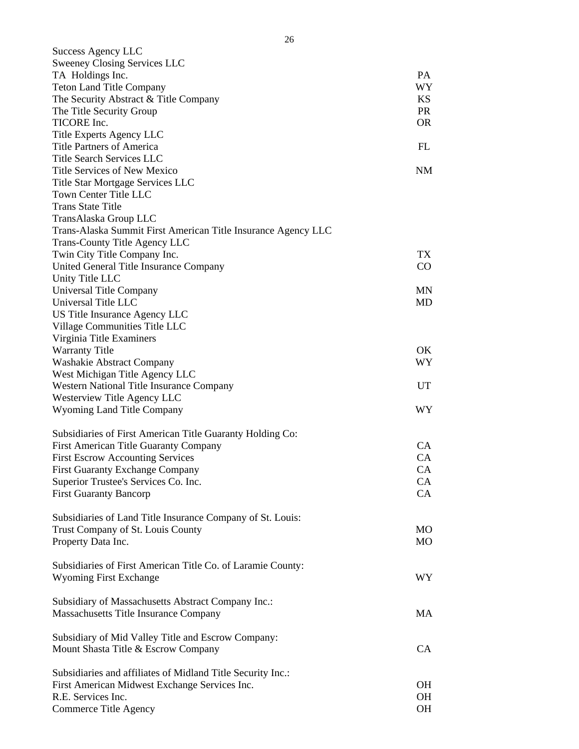| | |
|---|---|
| Success Agency LLC | |
| Sweeney Closing Services LLC | |
| TA Holdings Inc. | PA |
| Teton Land Title Company | WY |
| The Security Abstract & Title Company | KS |
| The Title Security Group | PR |
| TICORE Inc. | OR |
| Title Experts Agency LLC | |
| Title Partners of America | FL |
| Title Search Services LLC | |
| Title Services of New Mexico | NM |
| Title Star Mortgage Services LLC | |
| Town Center Title LLC | |
| Trans State Title | |
| TransAlaska Group LLC | |
| Trans-Alaska Summit First American Title Insurance Agency LLC | |
| Trans-County Title Agency LLC | |
| Twin City Title Company Inc. | TX |
| United General Title Insurance Company | CO |
| Unity Title LLC | |
| Universal Title Company | MN |
| Universal Title LLC | MD |
| US Title Insurance Agency LLC | |
| Village Communities Title LLC | |
| Virginia Title Examiners | |
| Warranty Title | OK |
| Washakie Abstract Company | WY |
| West Michigan Title Agency LLC | |
| Western National Title Insurance Company | UT |
| Westerview Title Agency LLC | |
| Wyoming Land Title Company | WY |

Subsidiaries of First American Title Guaranty Holding Co:

| | |
|---|---|
| First American Title Guaranty Company | CA |
| First Escrow Accounting Services | CA |
| First Guaranty Exchange Company | CA |
| Superior Trustee's Services Co. Inc. | CA |
| First Guaranty Bancorp | CA |

Subsidiaries of Land Title Insurance Company of St. Louis:

| | |
|---|---|
| Trust Company of St. Louis County | MO |
| Property Data Inc. | MO |

Subsidiaries of First American Title Co. of Laramie County:

| | |
|---|---|
| Wyoming First Exchange | WY |

Subsidiary of Massachusetts Abstract Company Inc.:

| | |
|---|---|
| Massachusetts Title Insurance Company | MA |

Subsidiary of Mid Valley Title and Escrow Company:

| | |
|---|---|
| Mount Shasta Title & Escrow Company | CA |

Subsidiaries and affiliates of Midland Title Security Inc.:

| | |
|---|---|
| First American Midwest Exchange Services Inc. | OH |
| R.E. Services Inc. | OH |
| Commerce Title Agency | OH |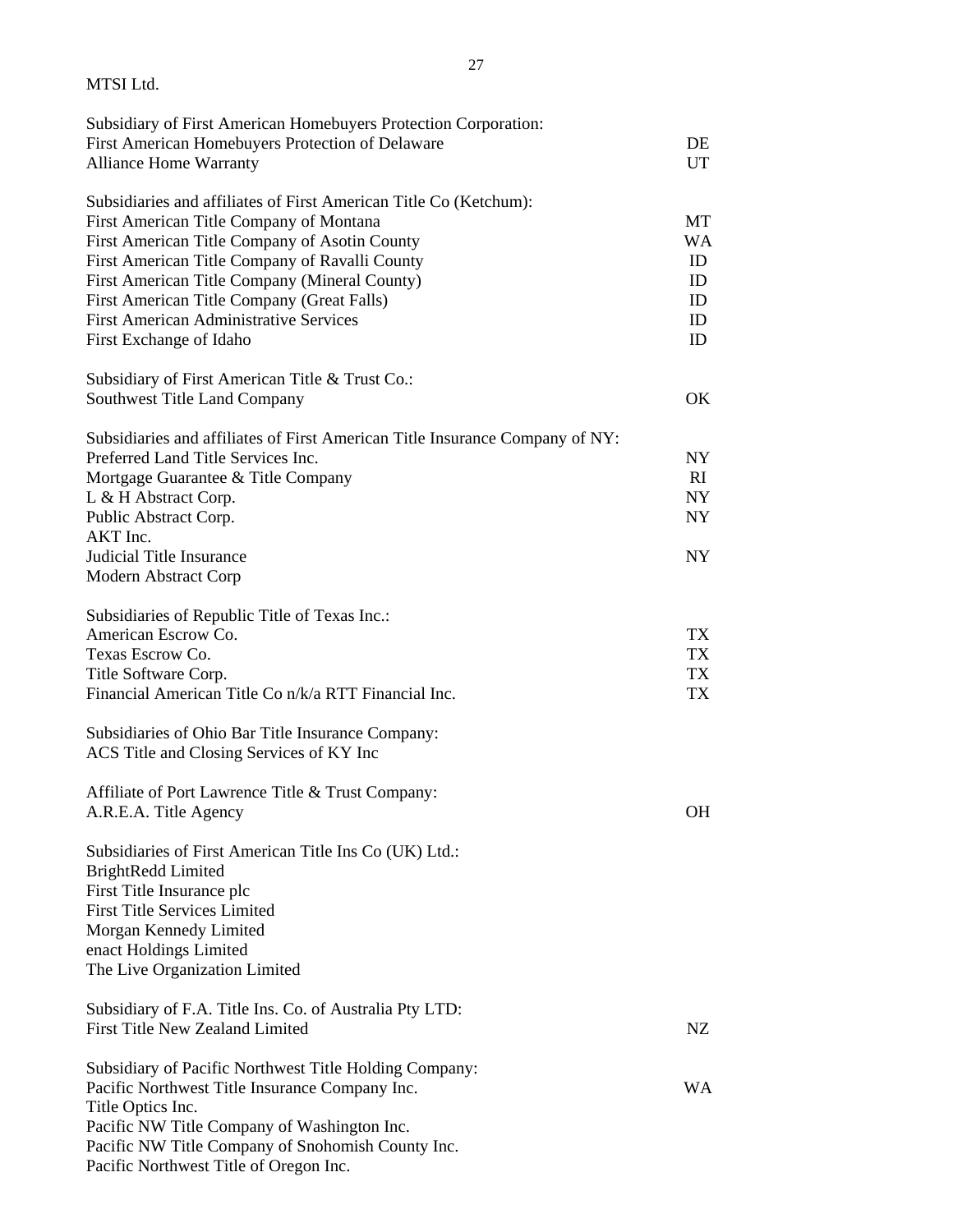MTSI Ltd.

| | |
|---|---|
| Subsidiary of First American Homebuyers Protection Corporation: | |
| First American Homebuyers Protection of Delaware | DE |
| Alliance Home Warranty | UT |
| | |
| Subsidiaries and affiliates of First American Title Co (Ketchum): | |
| First American Title Company of Montana | MT |
| First American Title Company of Asotin County | WA |
| First American Title Company of Ravalli County | ID |
| First American Title Company (Mineral County) | ID |
| First American Title Company (Great Falls) | ID |
| First American Administrative Services | ID |
| First Exchange of Idaho | ID |
| | |
| Subsidiary of First American Title & Trust Co.: | |
| Southwest Title Land Company | OK |
| | |
| Subsidiaries and affiliates of First American Title Insurance Company of NY: | |
| Preferred Land Title Services Inc. | NY |
| Mortgage Guarantee & Title Company | RI |
| L & H Abstract Corp. | NY |
| Public Abstract Corp. | NY |
| AKT Inc. | |
| Judicial Title Insurance | NY |
| Modern Abstract Corp | |
| | |
| Subsidiaries of Republic Title of Texas Inc.: | |
| American Escrow Co. | TX |
| Texas Escrow Co. | TX |
| Title Software Corp. | TX |
| Financial American Title Co n/k/a RTT Financial Inc. | TX |
| | |
| Subsidiaries of Ohio Bar Title Insurance Company: | |
| ACS Title and Closing Services of KY Inc | |
| | |
| Affiliate of Port Lawrence Title & Trust Company: | |
| A.R.E.A. Title Agency | OH |
| | |
| Subsidiaries of First American Title Ins Co (UK) Ltd.: | |
| BrightRedd Limited | |
| First Title Insurance plc | |
| First Title Services Limited | |
| Morgan Kennedy Limited | |
| enact Holdings Limited | |
| The Live Organization Limited | |
| | |
| Subsidiary of F.A. Title Ins. Co. of Australia Pty LTD: | |
| First Title New Zealand Limited | NZ |
| | |
| Subsidiary of Pacific Northwest Title Holding Company: | |
| Pacific Northwest Title Insurance Company Inc. | WA |
| Title Optics Inc. | |
| Pacific NW Title Company of Washington Inc. | |
| Pacific NW Title Company of Snohomish County Inc. | |
| Pacific Northwest Title of Oregon Inc. | |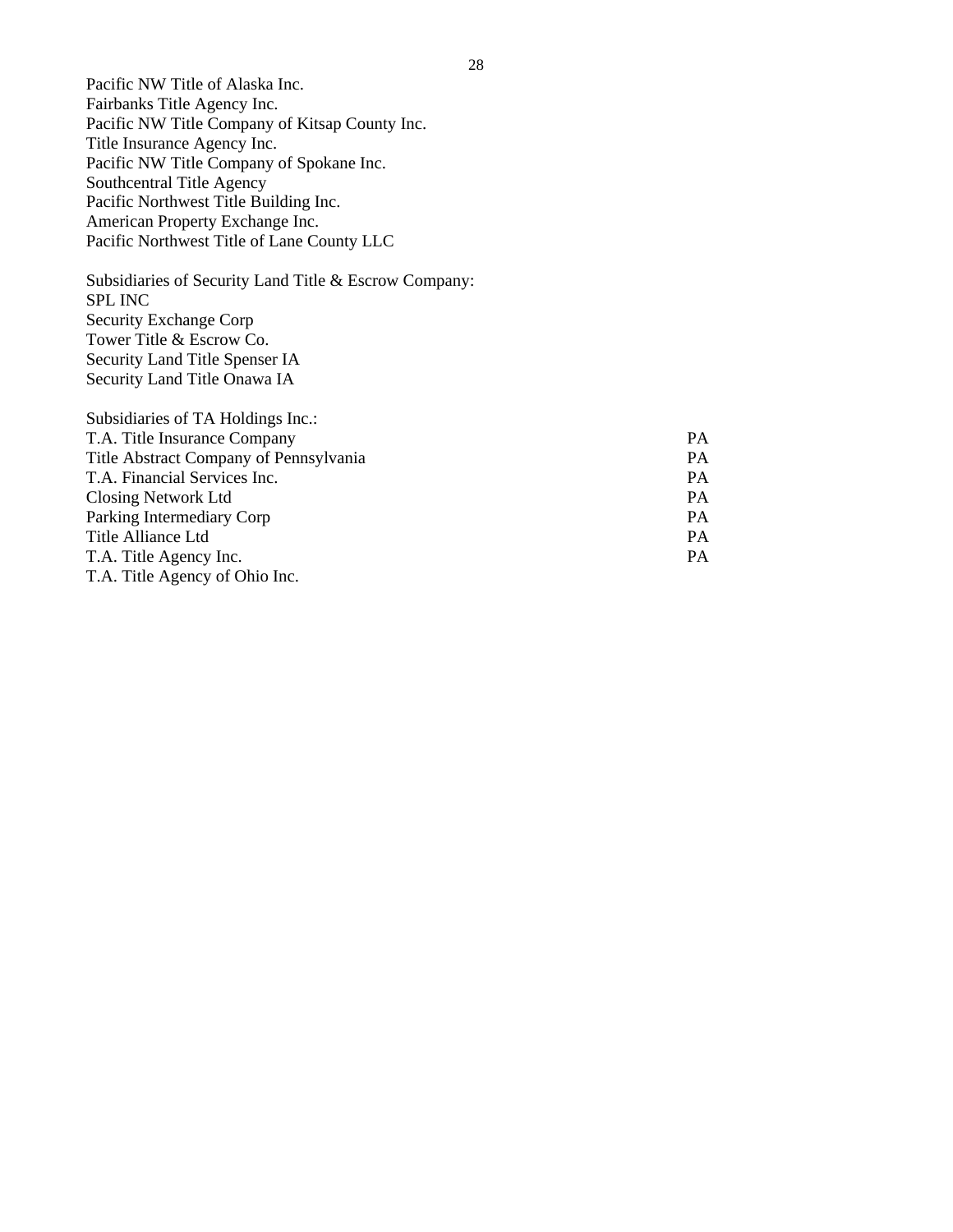Pacific NW Title of Alaska Inc.
Fairbanks Title Agency Inc.
Pacific NW Title Company of Kitsap County Inc.
Title Insurance Agency Inc.
Pacific NW Title Company of Spokane Inc.
Southcentral Title Agency
Pacific Northwest Title Building Inc.
American Property Exchange Inc.
Pacific Northwest Title of Lane County LLC

Subsidiaries of Security Land Title & Escrow Company:
SPL INC
Security Exchange Corp
Tower Title & Escrow Co.
Security Land Title Spenser IA
Security Land Title Onawa IA

| Subsidiaries of TA Holdings Inc.: | |
|---|---|
| T.A. Title Insurance Company | PA |
| Title Abstract Company of Pennsylvania | PA |
| T.A. Financial Services Inc. | PA |
| Closing Network Ltd | PA |
| Parking Intermediary Corp | PA |
| Title Alliance Ltd | PA |
| T.A. Title Agency Inc. | PA |
| T.A. Title Agency of Ohio Inc. | |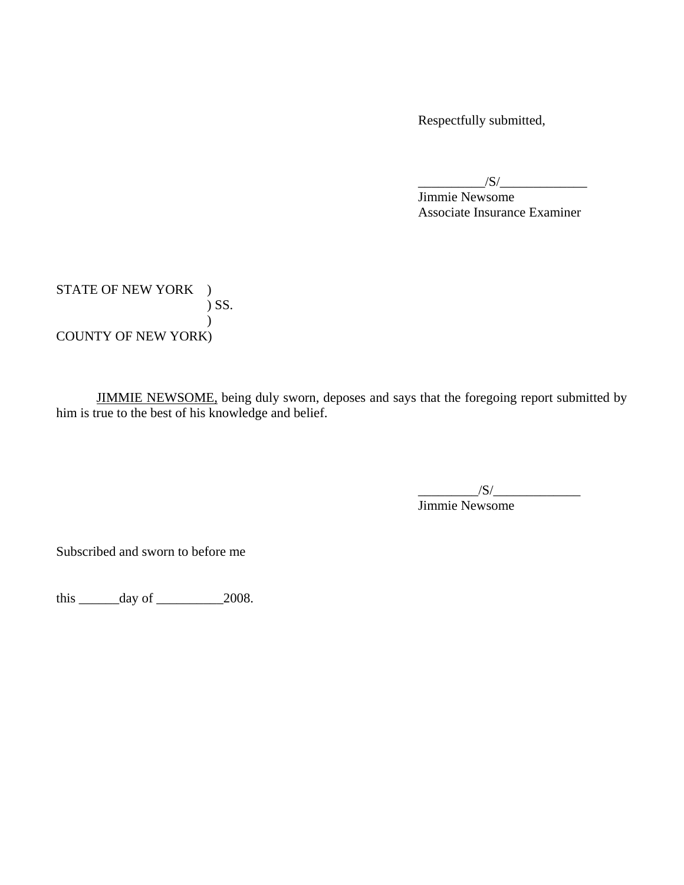Respectfully submitted,

__________/S/_____________
Jimmie Newsome
Associate Insurance Examiner

STATE OF NEW YORK )
) SS.
)
COUNTY OF NEW YORK)

JIMMIE NEWSOME, being duly sworn, deposes and says that the foregoing report submitted by him is true to the best of his knowledge and belief.

_________/S/_____________
Jimmie Newsome

Subscribed and sworn to before me

this ______day of __________2008.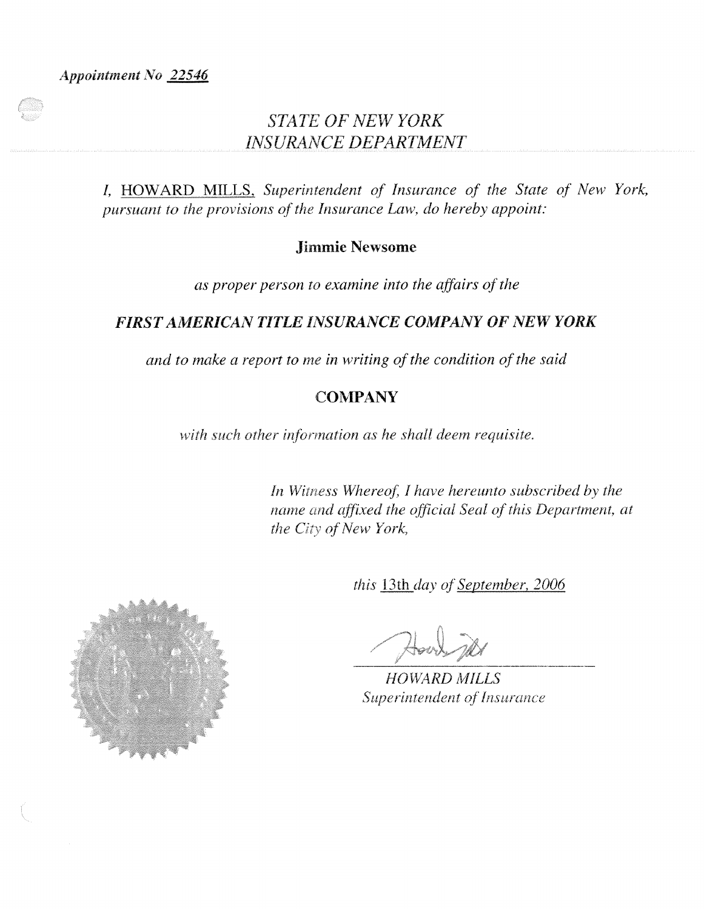*Appointment No* 22546

# *STATE OF NEW YORK*
## *INSURANCE DEPARTMENT*

*I,* HOWARD MILLS, *Superintendent of Insurance of the State of New York, pursuant to the provisions of the Insurance Law, do hereby appoint:*

**Jimmie Newsome**

*as proper person to examine into the affairs of the*

***FIRST AMERICAN TITLE INSURANCE COMPANY OF NEW YORK***

*and to make a report to me in writing of the condition of the said*

**COMPANY**

*with such other information as he shall deem requisite.*

*In Witness Whereof, I have hereunto subscribed by the name and affixed the official Seal of this Department, at the City of New York,*

*this* 13th *day of* September, 2006

*HOWARD MILLS*
*Superintendent of Insurance*